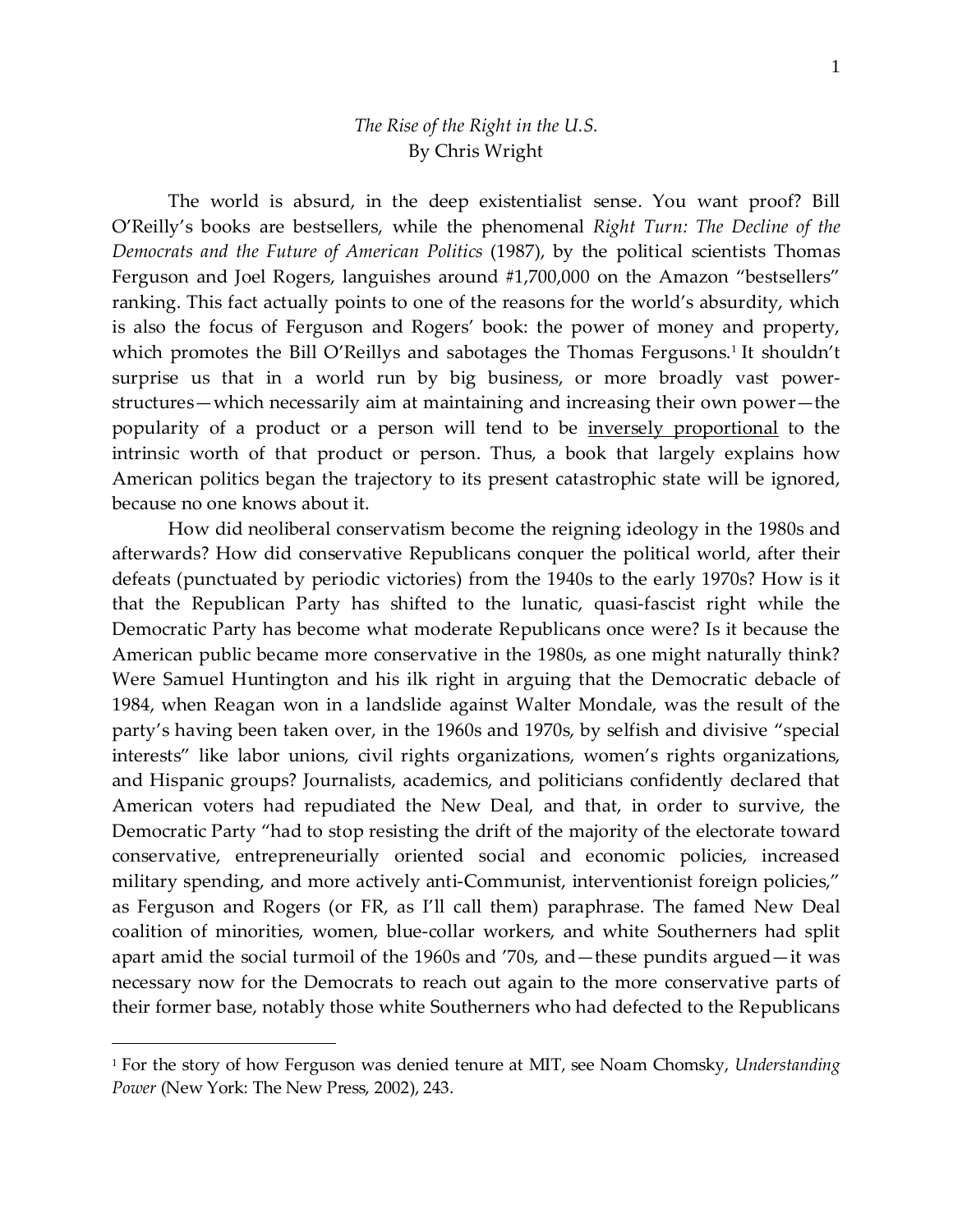*The Rise of the Right in the U.S.*
By Chris Wright

The world is absurd, in the deep existentialist sense. You want proof? Bill O'Reilly's books are bestsellers, while the phenomenal *Right Turn: The Decline of the Democrats and the Future of American Politics* (1987), by the political scientists Thomas Ferguson and Joel Rogers, languishes around #1,700,000 on the Amazon "bestsellers" ranking. This fact actually points to one of the reasons for the world's absurdity, which is also the focus of Ferguson and Rogers' book: the power of money and property, which promotes the Bill O'Reillys and sabotages the Thomas Fergusons.[1] It shouldn't surprise us that in a world run by big business, or more broadly vast power-structures—which necessarily aim at maintaining and increasing their own power—the popularity of a product or a person will tend to be <u>inversely proportional</u> to the intrinsic worth of that product or person. Thus, a book that largely explains how American politics began the trajectory to its present catastrophic state will be ignored, because no one knows about it.

How did neoliberal conservatism become the reigning ideology in the 1980s and afterwards? How did conservative Republicans conquer the political world, after their defeats (punctuated by periodic victories) from the 1940s to the early 1970s? How is it that the Republican Party has shifted to the lunatic, quasi-fascist right while the Democratic Party has become what moderate Republicans once were? Is it because the American public became more conservative in the 1980s, as one might naturally think? Were Samuel Huntington and his ilk right in arguing that the Democratic debacle of 1984, when Reagan won in a landslide against Walter Mondale, was the result of the party's having been taken over, in the 1960s and 1970s, by selfish and divisive "special interests" like labor unions, civil rights organizations, women's rights organizations, and Hispanic groups? Journalists, academics, and politicians confidently declared that American voters had repudiated the New Deal, and that, in order to survive, the Democratic Party "had to stop resisting the drift of the majority of the electorate toward conservative, entrepreneurially oriented social and economic policies, increased military spending, and more actively anti-Communist, interventionist foreign policies," as Ferguson and Rogers (or FR, as I'll call them) paraphrase. The famed New Deal coalition of minorities, women, blue-collar workers, and white Southerners had split apart amid the social turmoil of the 1960s and '70s, and—these pundits argued—it was necessary now for the Democrats to reach out again to the more conservative parts of their former base, notably those white Southerners who had defected to the Republicans

---

[1] For the story of how Ferguson was denied tenure at MIT, see Noam Chomsky, *Understanding Power* (New York: The New Press, 2002), 243.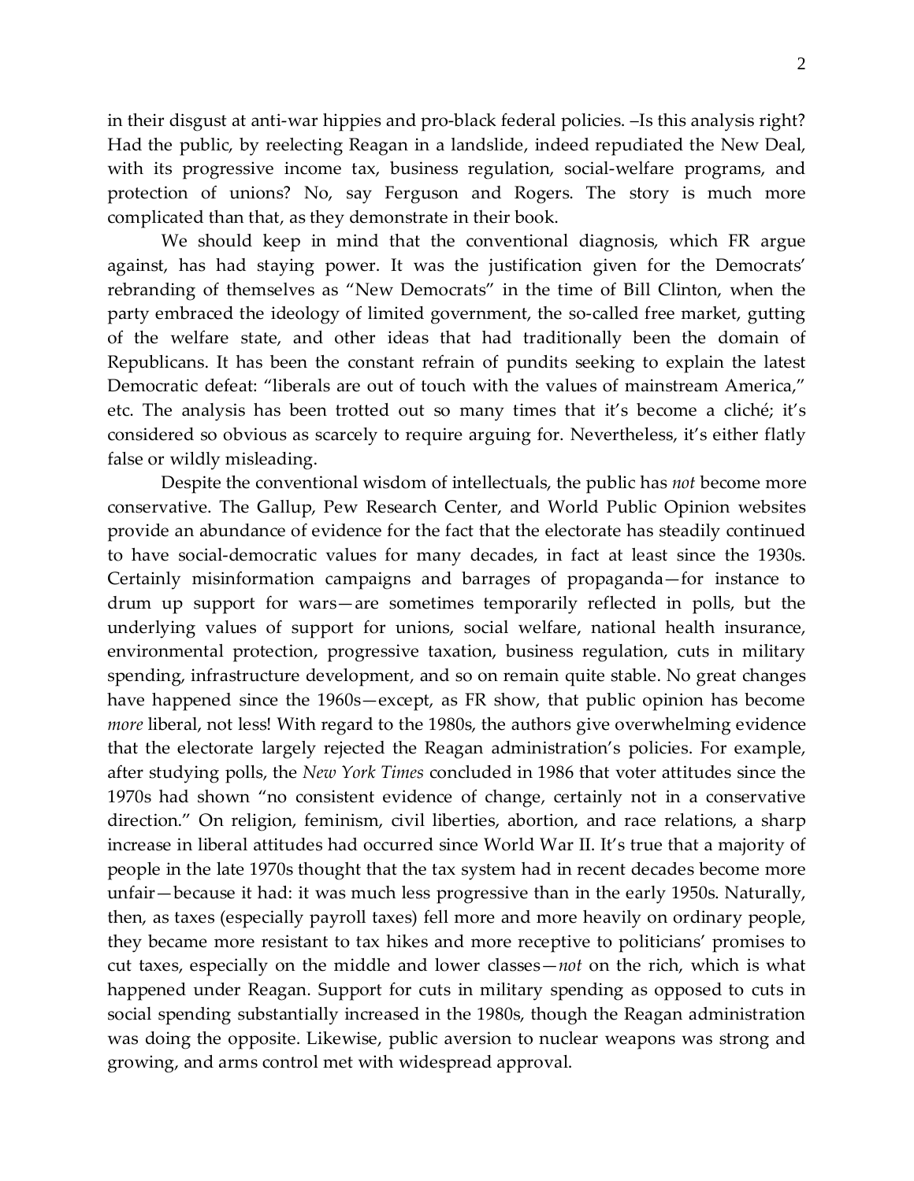in their disgust at anti-war hippies and pro-black federal policies. –Is this analysis right? Had the public, by reelecting Reagan in a landslide, indeed repudiated the New Deal, with its progressive income tax, business regulation, social-welfare programs, and protection of unions? No, say Ferguson and Rogers. The story is much more complicated than that, as they demonstrate in their book.

We should keep in mind that the conventional diagnosis, which FR argue against, has had staying power. It was the justification given for the Democrats' rebranding of themselves as "New Democrats" in the time of Bill Clinton, when the party embraced the ideology of limited government, the so-called free market, gutting of the welfare state, and other ideas that had traditionally been the domain of Republicans. It has been the constant refrain of pundits seeking to explain the latest Democratic defeat: "liberals are out of touch with the values of mainstream America," etc. The analysis has been trotted out so many times that it's become a cliché; it's considered so obvious as scarcely to require arguing for. Nevertheless, it's either flatly false or wildly misleading.

Despite the conventional wisdom of intellectuals, the public has *not* become more conservative. The Gallup, Pew Research Center, and World Public Opinion websites provide an abundance of evidence for the fact that the electorate has steadily continued to have social-democratic values for many decades, in fact at least since the 1930s. Certainly misinformation campaigns and barrages of propaganda—for instance to drum up support for wars—are sometimes temporarily reflected in polls, but the underlying values of support for unions, social welfare, national health insurance, environmental protection, progressive taxation, business regulation, cuts in military spending, infrastructure development, and so on remain quite stable. No great changes have happened since the 1960s—except, as FR show, that public opinion has become *more* liberal, not less! With regard to the 1980s, the authors give overwhelming evidence that the electorate largely rejected the Reagan administration's policies. For example, after studying polls, the *New York Times* concluded in 1986 that voter attitudes since the 1970s had shown "no consistent evidence of change, certainly not in a conservative direction." On religion, feminism, civil liberties, abortion, and race relations, a sharp increase in liberal attitudes had occurred since World War II. It's true that a majority of people in the late 1970s thought that the tax system had in recent decades become more unfair—because it had: it was much less progressive than in the early 1950s. Naturally, then, as taxes (especially payroll taxes) fell more and more heavily on ordinary people, they became more resistant to tax hikes and more receptive to politicians' promises to cut taxes, especially on the middle and lower classes—*not* on the rich, which is what happened under Reagan. Support for cuts in military spending as opposed to cuts in social spending substantially increased in the 1980s, though the Reagan administration was doing the opposite. Likewise, public aversion to nuclear weapons was strong and growing, and arms control met with widespread approval.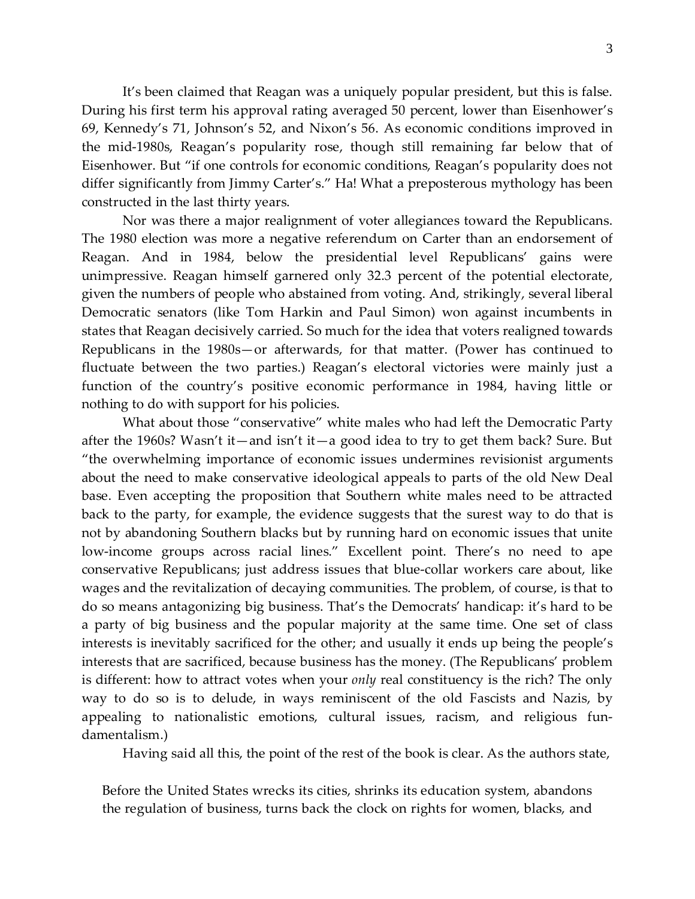It's been claimed that Reagan was a uniquely popular president, but this is false. During his first term his approval rating averaged 50 percent, lower than Eisenhower's 69, Kennedy's 71, Johnson's 52, and Nixon's 56. As economic conditions improved in the mid-1980s, Reagan's popularity rose, though still remaining far below that of Eisenhower. But "if one controls for economic conditions, Reagan's popularity does not differ significantly from Jimmy Carter's." Ha! What a preposterous mythology has been constructed in the last thirty years.

Nor was there a major realignment of voter allegiances toward the Republicans. The 1980 election was more a negative referendum on Carter than an endorsement of Reagan. And in 1984, below the presidential level Republicans' gains were unimpressive. Reagan himself garnered only 32.3 percent of the potential electorate, given the numbers of people who abstained from voting. And, strikingly, several liberal Democratic senators (like Tom Harkin and Paul Simon) won against incumbents in states that Reagan decisively carried. So much for the idea that voters realigned towards Republicans in the 1980s—or afterwards, for that matter. (Power has continued to fluctuate between the two parties.) Reagan's electoral victories were mainly just a function of the country's positive economic performance in 1984, having little or nothing to do with support for his policies.

What about those "conservative" white males who had left the Democratic Party after the 1960s? Wasn't it—and isn't it—a good idea to try to get them back? Sure. But "the overwhelming importance of economic issues undermines revisionist arguments about the need to make conservative ideological appeals to parts of the old New Deal base. Even accepting the proposition that Southern white males need to be attracted back to the party, for example, the evidence suggests that the surest way to do that is not by abandoning Southern blacks but by running hard on economic issues that unite low-income groups across racial lines." Excellent point. There's no need to ape conservative Republicans; just address issues that blue-collar workers care about, like wages and the revitalization of decaying communities. The problem, of course, is that to do so means antagonizing big business. That's the Democrats' handicap: it's hard to be a party of big business and the popular majority at the same time. One set of class interests is inevitably sacrificed for the other; and usually it ends up being the people's interests that are sacrificed, because business has the money. (The Republicans' problem is different: how to attract votes when your *only* real constituency is the rich? The only way to do so is to delude, in ways reminiscent of the old Fascists and Nazis, by appealing to nationalistic emotions, cultural issues, racism, and religious fundamentalism.)

Having said all this, the point of the rest of the book is clear. As the authors state,

> Before the United States wrecks its cities, shrinks its education system, abandons the regulation of business, turns back the clock on rights for women, blacks, and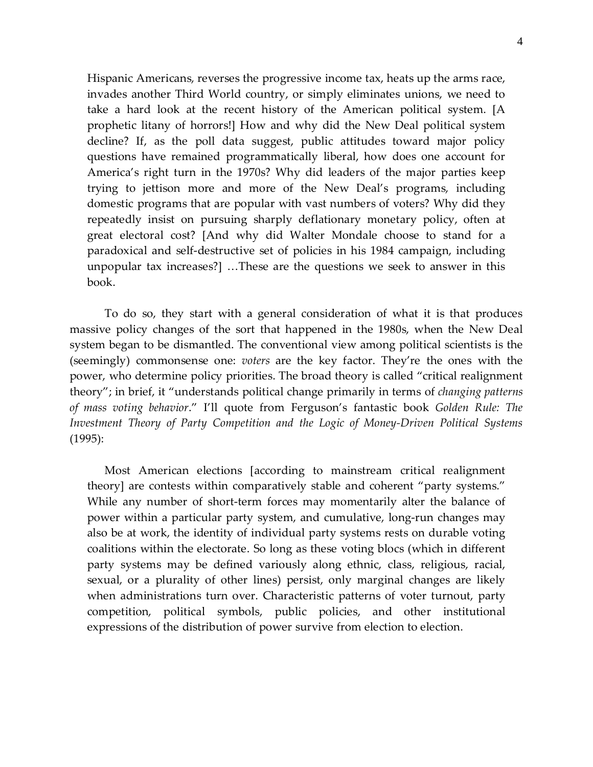> Hispanic Americans, reverses the progressive income tax, heats up the arms race, invades another Third World country, or simply eliminates unions, we need to take a hard look at the recent history of the American political system. [A prophetic litany of horrors!] How and why did the New Deal political system decline? If, as the poll data suggest, public attitudes toward major policy questions have remained programmatically liberal, how does one account for America's right turn in the 1970s? Why did leaders of the major parties keep trying to jettison more and more of the New Deal's programs, including domestic programs that are popular with vast numbers of voters? Why did they repeatedly insist on pursuing sharply deflationary monetary policy, often at great electoral cost? [And why did Walter Mondale choose to stand for a paradoxical and self-destructive set of policies in his 1984 campaign, including unpopular tax increases?] …These are the questions we seek to answer in this book.

To do so, they start with a general consideration of what it is that produces massive policy changes of the sort that happened in the 1980s, when the New Deal system began to be dismantled. The conventional view among political scientists is the (seemingly) commonsense one: *voters* are the key factor. They're the ones with the power, who determine policy priorities. The broad theory is called "critical realignment theory"; in brief, it "understands political change primarily in terms of *changing patterns of mass voting behavior*." I'll quote from Ferguson's fantastic book *Golden Rule: The Investment Theory of Party Competition and the Logic of Money-Driven Political Systems* (1995):

> Most American elections [according to mainstream critical realignment theory] are contests within comparatively stable and coherent "party systems." While any number of short-term forces may momentarily alter the balance of power within a particular party system, and cumulative, long-run changes may also be at work, the identity of individual party systems rests on durable voting coalitions within the electorate. So long as these voting blocs (which in different party systems may be defined variously along ethnic, class, religious, racial, sexual, or a plurality of other lines) persist, only marginal changes are likely when administrations turn over. Characteristic patterns of voter turnout, party competition, political symbols, public policies, and other institutional expressions of the distribution of power survive from election to election.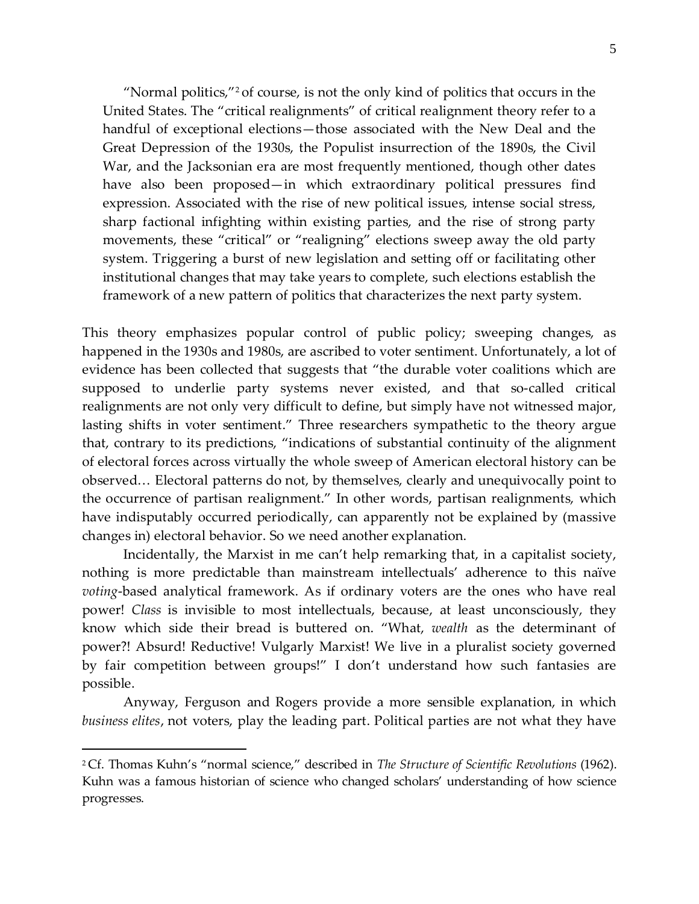> "Normal politics,"[2] of course, is not the only kind of politics that occurs in the United States. The "critical realignments" of critical realignment theory refer to a handful of exceptional elections—those associated with the New Deal and the Great Depression of the 1930s, the Populist insurrection of the 1890s, the Civil War, and the Jacksonian era are most frequently mentioned, though other dates have also been proposed—in which extraordinary political pressures find expression. Associated with the rise of new political issues, intense social stress, sharp factional infighting within existing parties, and the rise of strong party movements, these "critical" or "realigning" elections sweep away the old party system. Triggering a burst of new legislation and setting off or facilitating other institutional changes that may take years to complete, such elections establish the framework of a new pattern of politics that characterizes the next party system.

This theory emphasizes popular control of public policy; sweeping changes, as happened in the 1930s and 1980s, are ascribed to voter sentiment. Unfortunately, a lot of evidence has been collected that suggests that "the durable voter coalitions which are supposed to underlie party systems never existed, and that so-called critical realignments are not only very difficult to define, but simply have not witnessed major, lasting shifts in voter sentiment." Three researchers sympathetic to the theory argue that, contrary to its predictions, "indications of substantial continuity of the alignment of electoral forces across virtually the whole sweep of American electoral history can be observed… Electoral patterns do not, by themselves, clearly and unequivocally point to the occurrence of partisan realignment." In other words, partisan realignments, which have indisputably occurred periodically, can apparently not be explained by (massive changes in) electoral behavior. So we need another explanation.

Incidentally, the Marxist in me can't help remarking that, in a capitalist society, nothing is more predictable than mainstream intellectuals' adherence to this naïve *voting*-based analytical framework. As if ordinary voters are the ones who have real power! *Class* is invisible to most intellectuals, because, at least unconsciously, they know which side their bread is buttered on. "What, *wealth* as the determinant of power?! Absurd! Reductive! Vulgarly Marxist! We live in a pluralist society governed by fair competition between groups!" I don't understand how such fantasies are possible.

Anyway, Ferguson and Rogers provide a more sensible explanation, in which *business elites*, not voters, play the leading part. Political parties are not what they have

---

[2] Cf. Thomas Kuhn's "normal science," described in *The Structure of Scientific Revolutions* (1962). Kuhn was a famous historian of science who changed scholars' understanding of how science progresses.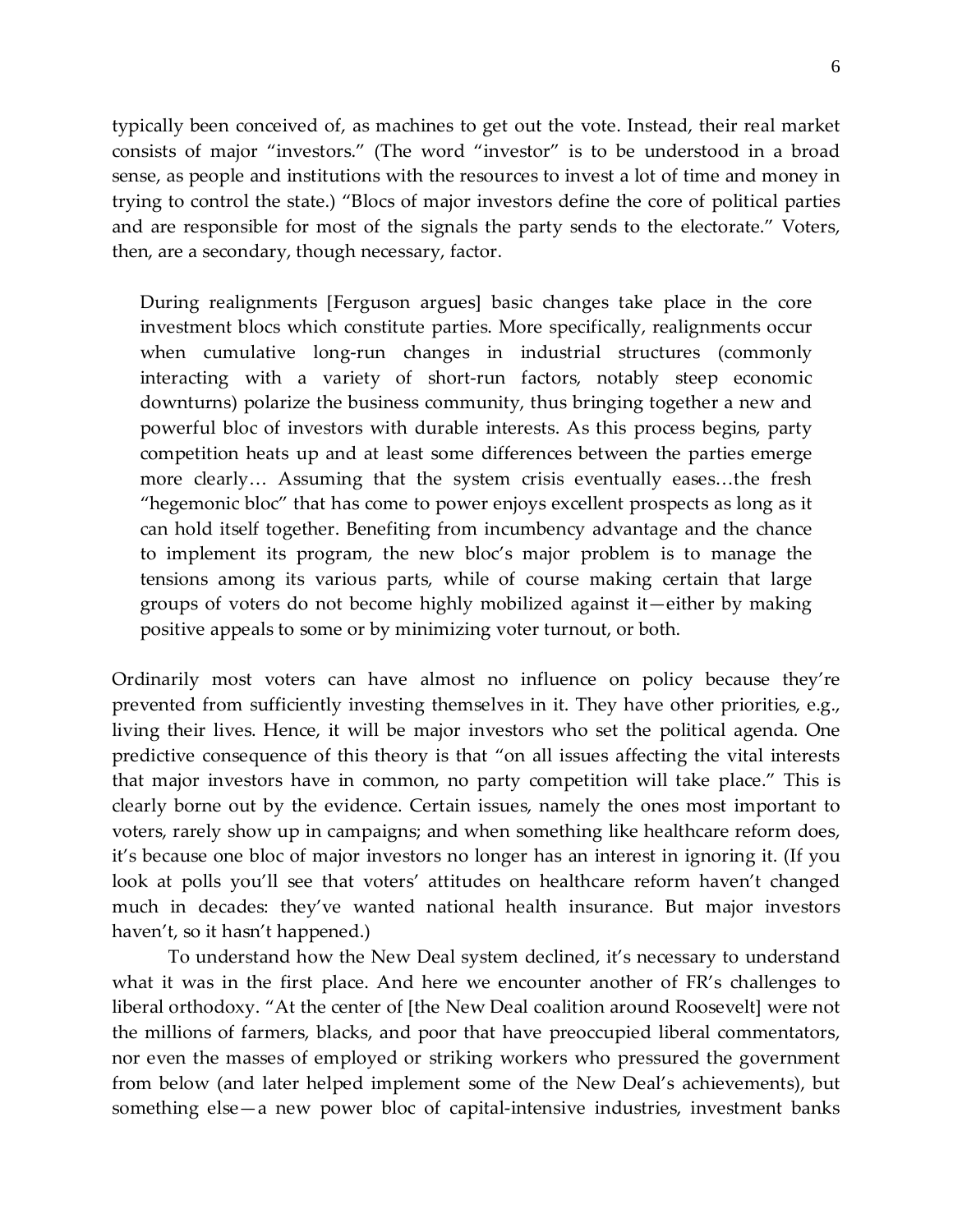typically been conceived of, as machines to get out the vote. Instead, their real market consists of major "investors." (The word "investor" is to be understood in a broad sense, as people and institutions with the resources to invest a lot of time and money in trying to control the state.) "Blocs of major investors define the core of political parties and are responsible for most of the signals the party sends to the electorate." Voters, then, are a secondary, though necessary, factor.

> During realignments [Ferguson argues] basic changes take place in the core investment blocs which constitute parties. More specifically, realignments occur when cumulative long-run changes in industrial structures (commonly interacting with a variety of short-run factors, notably steep economic downturns) polarize the business community, thus bringing together a new and powerful bloc of investors with durable interests. As this process begins, party competition heats up and at least some differences between the parties emerge more clearly… Assuming that the system crisis eventually eases…the fresh "hegemonic bloc" that has come to power enjoys excellent prospects as long as it can hold itself together. Benefiting from incumbency advantage and the chance to implement its program, the new bloc's major problem is to manage the tensions among its various parts, while of course making certain that large groups of voters do not become highly mobilized against it—either by making positive appeals to some or by minimizing voter turnout, or both.

Ordinarily most voters can have almost no influence on policy because they're prevented from sufficiently investing themselves in it. They have other priorities, e.g., living their lives. Hence, it will be major investors who set the political agenda. One predictive consequence of this theory is that "on all issues affecting the vital interests that major investors have in common, no party competition will take place." This is clearly borne out by the evidence. Certain issues, namely the ones most important to voters, rarely show up in campaigns; and when something like healthcare reform does, it's because one bloc of major investors no longer has an interest in ignoring it. (If you look at polls you'll see that voters' attitudes on healthcare reform haven't changed much in decades: they've wanted national health insurance. But major investors haven't, so it hasn't happened.)

To understand how the New Deal system declined, it's necessary to understand what it was in the first place. And here we encounter another of FR's challenges to liberal orthodoxy. "At the center of [the New Deal coalition around Roosevelt] were not the millions of farmers, blacks, and poor that have preoccupied liberal commentators, nor even the masses of employed or striking workers who pressured the government from below (and later helped implement some of the New Deal's achievements), but something else—a new power bloc of capital-intensive industries, investment banks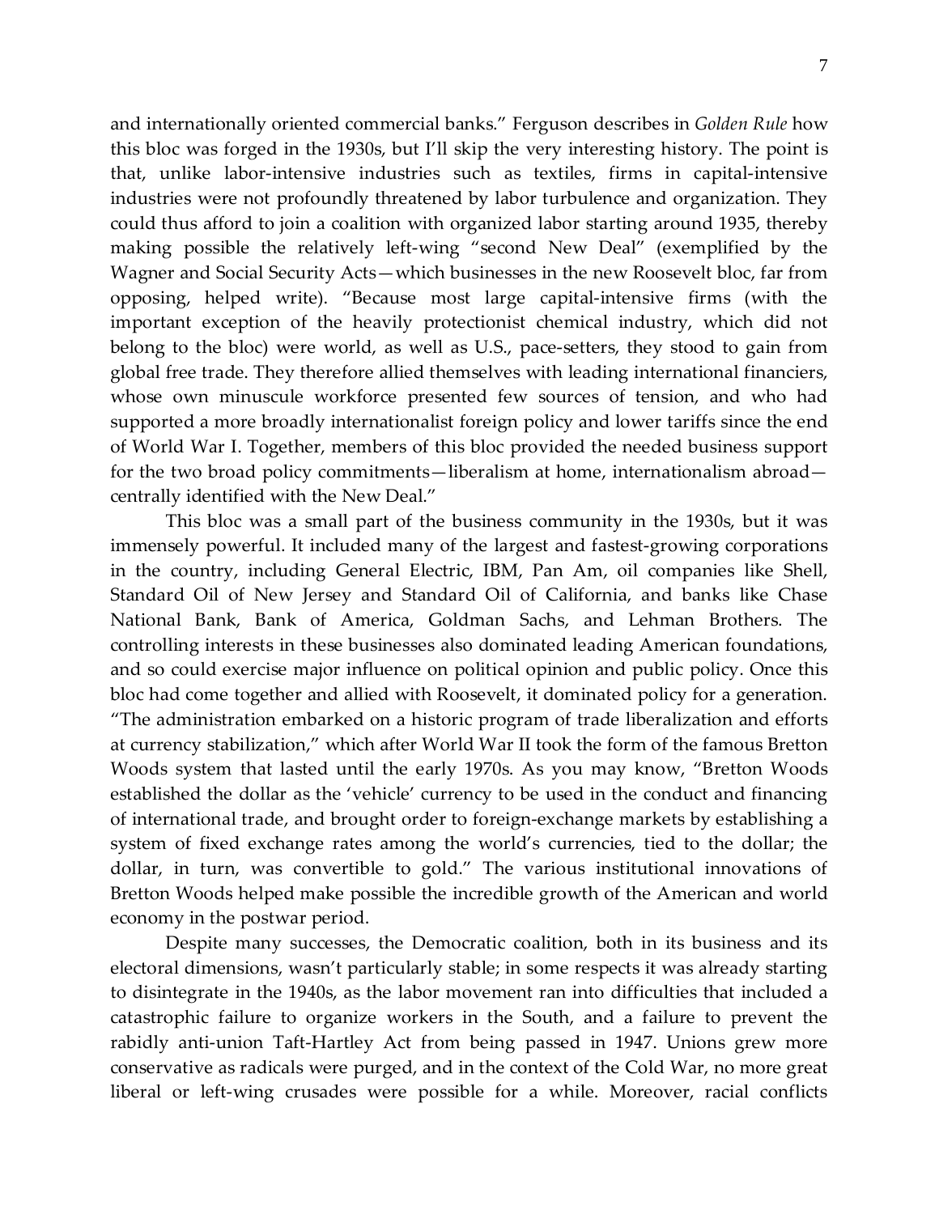and internationally oriented commercial banks." Ferguson describes in *Golden Rule* how this bloc was forged in the 1930s, but I'll skip the very interesting history. The point is that, unlike labor-intensive industries such as textiles, firms in capital-intensive industries were not profoundly threatened by labor turbulence and organization. They could thus afford to join a coalition with organized labor starting around 1935, thereby making possible the relatively left-wing "second New Deal" (exemplified by the Wagner and Social Security Acts—which businesses in the new Roosevelt bloc, far from opposing, helped write). "Because most large capital-intensive firms (with the important exception of the heavily protectionist chemical industry, which did not belong to the bloc) were world, as well as U.S., pace-setters, they stood to gain from global free trade. They therefore allied themselves with leading international financiers, whose own minuscule workforce presented few sources of tension, and who had supported a more broadly internationalist foreign policy and lower tariffs since the end of World War I. Together, members of this bloc provided the needed business support for the two broad policy commitments—liberalism at home, internationalism abroad—centrally identified with the New Deal."

This bloc was a small part of the business community in the 1930s, but it was immensely powerful. It included many of the largest and fastest-growing corporations in the country, including General Electric, IBM, Pan Am, oil companies like Shell, Standard Oil of New Jersey and Standard Oil of California, and banks like Chase National Bank, Bank of America, Goldman Sachs, and Lehman Brothers. The controlling interests in these businesses also dominated leading American foundations, and so could exercise major influence on political opinion and public policy. Once this bloc had come together and allied with Roosevelt, it dominated policy for a generation. "The administration embarked on a historic program of trade liberalization and efforts at currency stabilization," which after World War II took the form of the famous Bretton Woods system that lasted until the early 1970s. As you may know, "Bretton Woods established the dollar as the 'vehicle' currency to be used in the conduct and financing of international trade, and brought order to foreign-exchange markets by establishing a system of fixed exchange rates among the world's currencies, tied to the dollar; the dollar, in turn, was convertible to gold." The various institutional innovations of Bretton Woods helped make possible the incredible growth of the American and world economy in the postwar period.

Despite many successes, the Democratic coalition, both in its business and its electoral dimensions, wasn't particularly stable; in some respects it was already starting to disintegrate in the 1940s, as the labor movement ran into difficulties that included a catastrophic failure to organize workers in the South, and a failure to prevent the rabidly anti-union Taft-Hartley Act from being passed in 1947. Unions grew more conservative as radicals were purged, and in the context of the Cold War, no more great liberal or left-wing crusades were possible for a while. Moreover, racial conflicts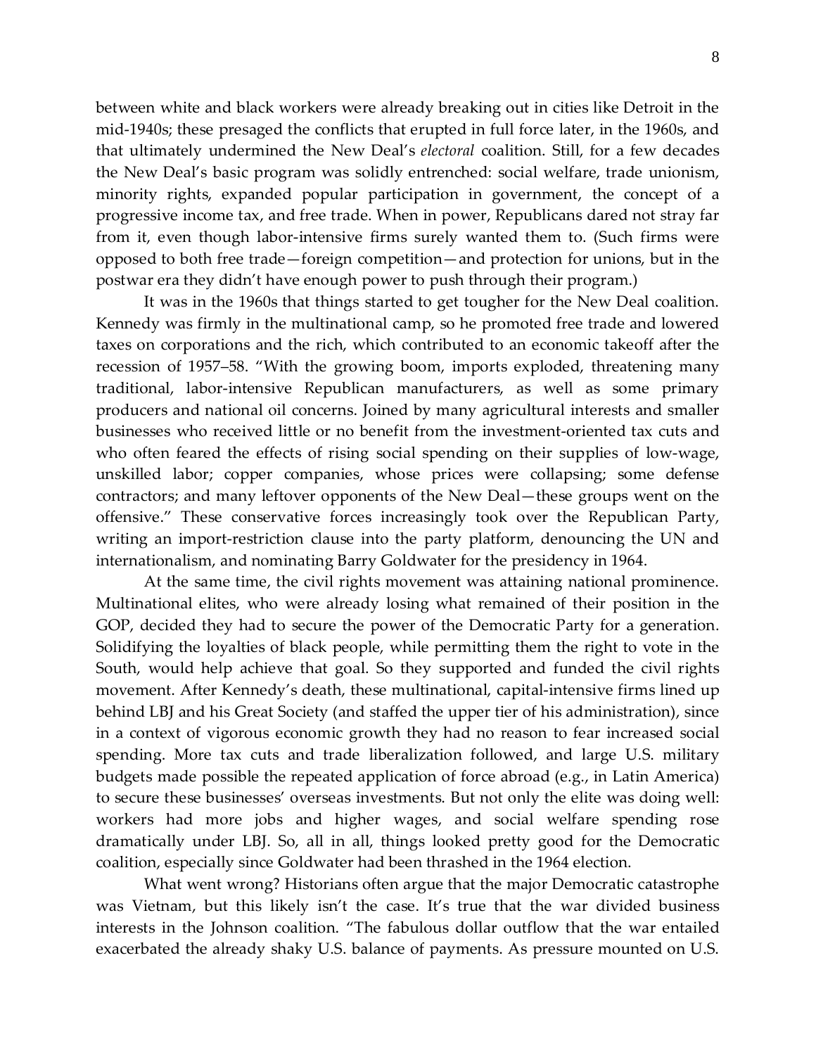between white and black workers were already breaking out in cities like Detroit in the mid-1940s; these presaged the conflicts that erupted in full force later, in the 1960s, and that ultimately undermined the New Deal's *electoral* coalition. Still, for a few decades the New Deal's basic program was solidly entrenched: social welfare, trade unionism, minority rights, expanded popular participation in government, the concept of a progressive income tax, and free trade. When in power, Republicans dared not stray far from it, even though labor-intensive firms surely wanted them to. (Such firms were opposed to both free trade—foreign competition—and protection for unions, but in the postwar era they didn't have enough power to push through their program.)

It was in the 1960s that things started to get tougher for the New Deal coalition. Kennedy was firmly in the multinational camp, so he promoted free trade and lowered taxes on corporations and the rich, which contributed to an economic takeoff after the recession of 1957–58. "With the growing boom, imports exploded, threatening many traditional, labor-intensive Republican manufacturers, as well as some primary producers and national oil concerns. Joined by many agricultural interests and smaller businesses who received little or no benefit from the investment-oriented tax cuts and who often feared the effects of rising social spending on their supplies of low-wage, unskilled labor; copper companies, whose prices were collapsing; some defense contractors; and many leftover opponents of the New Deal—these groups went on the offensive." These conservative forces increasingly took over the Republican Party, writing an import-restriction clause into the party platform, denouncing the UN and internationalism, and nominating Barry Goldwater for the presidency in 1964.

At the same time, the civil rights movement was attaining national prominence. Multinational elites, who were already losing what remained of their position in the GOP, decided they had to secure the power of the Democratic Party for a generation. Solidifying the loyalties of black people, while permitting them the right to vote in the South, would help achieve that goal. So they supported and funded the civil rights movement. After Kennedy's death, these multinational, capital-intensive firms lined up behind LBJ and his Great Society (and staffed the upper tier of his administration), since in a context of vigorous economic growth they had no reason to fear increased social spending. More tax cuts and trade liberalization followed, and large U.S. military budgets made possible the repeated application of force abroad (e.g., in Latin America) to secure these businesses' overseas investments. But not only the elite was doing well: workers had more jobs and higher wages, and social welfare spending rose dramatically under LBJ. So, all in all, things looked pretty good for the Democratic coalition, especially since Goldwater had been thrashed in the 1964 election.

What went wrong? Historians often argue that the major Democratic catastrophe was Vietnam, but this likely isn't the case. It's true that the war divided business interests in the Johnson coalition. "The fabulous dollar outflow that the war entailed exacerbated the already shaky U.S. balance of payments. As pressure mounted on U.S.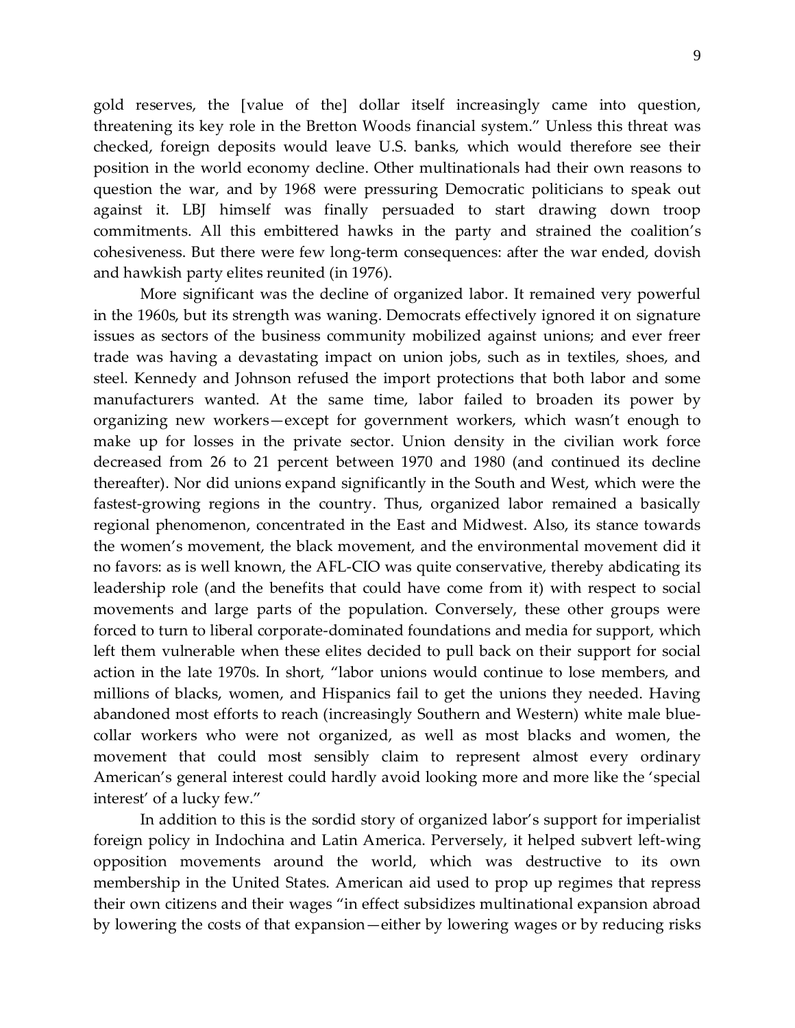gold reserves, the [value of the] dollar itself increasingly came into question, threatening its key role in the Bretton Woods financial system." Unless this threat was checked, foreign deposits would leave U.S. banks, which would therefore see their position in the world economy decline. Other multinationals had their own reasons to question the war, and by 1968 were pressuring Democratic politicians to speak out against it. LBJ himself was finally persuaded to start drawing down troop commitments. All this embittered hawks in the party and strained the coalition's cohesiveness. But there were few long-term consequences: after the war ended, dovish and hawkish party elites reunited (in 1976).

More significant was the decline of organized labor. It remained very powerful in the 1960s, but its strength was waning. Democrats effectively ignored it on signature issues as sectors of the business community mobilized against unions; and ever freer trade was having a devastating impact on union jobs, such as in textiles, shoes, and steel. Kennedy and Johnson refused the import protections that both labor and some manufacturers wanted. At the same time, labor failed to broaden its power by organizing new workers—except for government workers, which wasn't enough to make up for losses in the private sector. Union density in the civilian work force decreased from 26 to 21 percent between 1970 and 1980 (and continued its decline thereafter). Nor did unions expand significantly in the South and West, which were the fastest-growing regions in the country. Thus, organized labor remained a basically regional phenomenon, concentrated in the East and Midwest. Also, its stance towards the women's movement, the black movement, and the environmental movement did it no favors: as is well known, the AFL-CIO was quite conservative, thereby abdicating its leadership role (and the benefits that could have come from it) with respect to social movements and large parts of the population. Conversely, these other groups were forced to turn to liberal corporate-dominated foundations and media for support, which left them vulnerable when these elites decided to pull back on their support for social action in the late 1970s. In short, "labor unions would continue to lose members, and millions of blacks, women, and Hispanics fail to get the unions they needed. Having abandoned most efforts to reach (increasingly Southern and Western) white male blue-collar workers who were not organized, as well as most blacks and women, the movement that could most sensibly claim to represent almost every ordinary American's general interest could hardly avoid looking more and more like the 'special interest' of a lucky few."

In addition to this is the sordid story of organized labor's support for imperialist foreign policy in Indochina and Latin America. Perversely, it helped subvert left-wing opposition movements around the world, which was destructive to its own membership in the United States. American aid used to prop up regimes that repress their own citizens and their wages "in effect subsidizes multinational expansion abroad by lowering the costs of that expansion—either by lowering wages or by reducing risks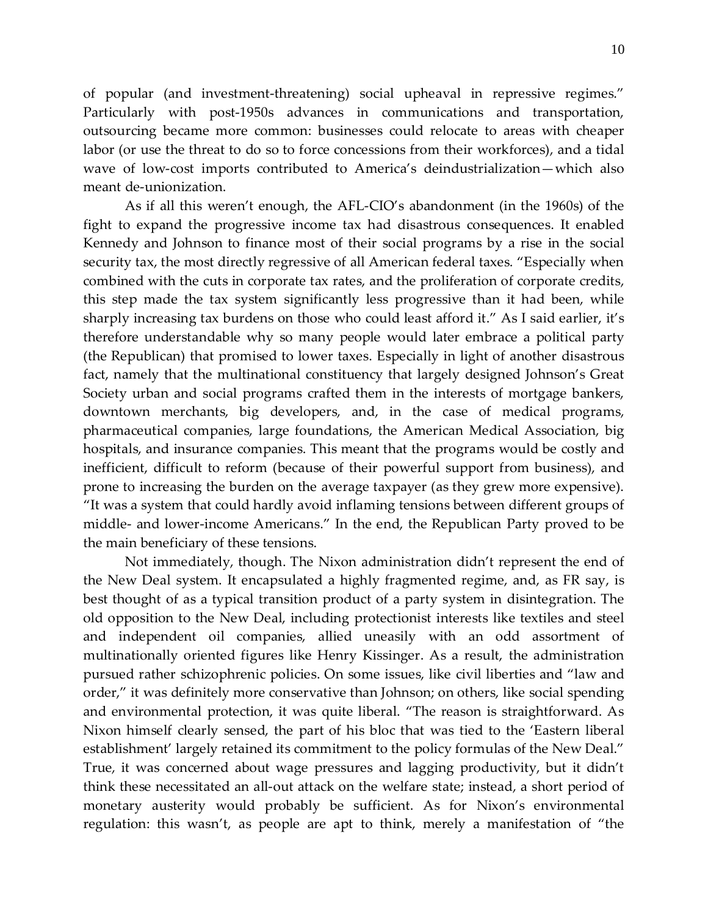of popular (and investment-threatening) social upheaval in repressive regimes." Particularly with post-1950s advances in communications and transportation, outsourcing became more common: businesses could relocate to areas with cheaper labor (or use the threat to do so to force concessions from their workforces), and a tidal wave of low-cost imports contributed to America's deindustrialization—which also meant de-unionization.

As if all this weren't enough, the AFL-CIO's abandonment (in the 1960s) of the fight to expand the progressive income tax had disastrous consequences. It enabled Kennedy and Johnson to finance most of their social programs by a rise in the social security tax, the most directly regressive of all American federal taxes. "Especially when combined with the cuts in corporate tax rates, and the proliferation of corporate credits, this step made the tax system significantly less progressive than it had been, while sharply increasing tax burdens on those who could least afford it." As I said earlier, it's therefore understandable why so many people would later embrace a political party (the Republican) that promised to lower taxes. Especially in light of another disastrous fact, namely that the multinational constituency that largely designed Johnson's Great Society urban and social programs crafted them in the interests of mortgage bankers, downtown merchants, big developers, and, in the case of medical programs, pharmaceutical companies, large foundations, the American Medical Association, big hospitals, and insurance companies. This meant that the programs would be costly and inefficient, difficult to reform (because of their powerful support from business), and prone to increasing the burden on the average taxpayer (as they grew more expensive). "It was a system that could hardly avoid inflaming tensions between different groups of middle- and lower-income Americans." In the end, the Republican Party proved to be the main beneficiary of these tensions.

Not immediately, though. The Nixon administration didn't represent the end of the New Deal system. It encapsulated a highly fragmented regime, and, as FR say, is best thought of as a typical transition product of a party system in disintegration. The old opposition to the New Deal, including protectionist interests like textiles and steel and independent oil companies, allied uneasily with an odd assortment of multinationally oriented figures like Henry Kissinger. As a result, the administration pursued rather schizophrenic policies. On some issues, like civil liberties and "law and order," it was definitely more conservative than Johnson; on others, like social spending and environmental protection, it was quite liberal. "The reason is straightforward. As Nixon himself clearly sensed, the part of his bloc that was tied to the 'Eastern liberal establishment' largely retained its commitment to the policy formulas of the New Deal." True, it was concerned about wage pressures and lagging productivity, but it didn't think these necessitated an all-out attack on the welfare state; instead, a short period of monetary austerity would probably be sufficient. As for Nixon's environmental regulation: this wasn't, as people are apt to think, merely a manifestation of "the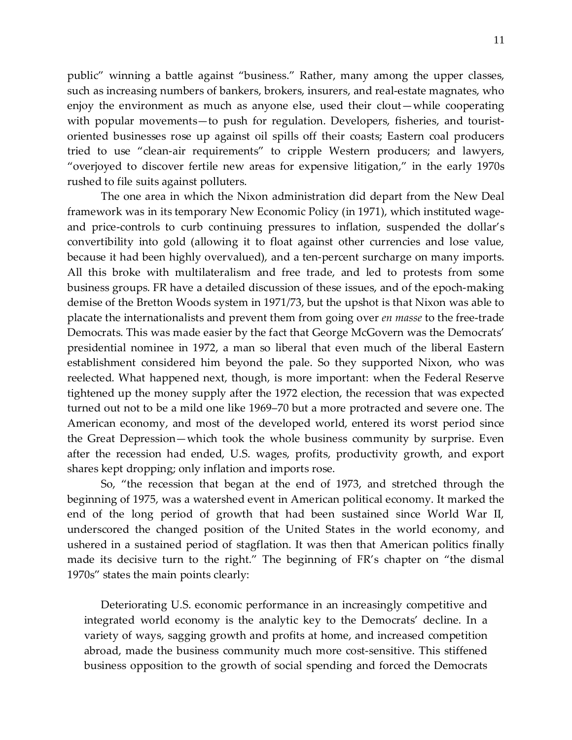public" winning a battle against "business." Rather, many among the upper classes, such as increasing numbers of bankers, brokers, insurers, and real-estate magnates, who enjoy the environment as much as anyone else, used their clout—while cooperating with popular movements—to push for regulation. Developers, fisheries, and tourist-oriented businesses rose up against oil spills off their coasts; Eastern coal producers tried to use "clean-air requirements" to cripple Western producers; and lawyers, "overjoyed to discover fertile new areas for expensive litigation," in the early 1970s rushed to file suits against polluters.

The one area in which the Nixon administration did depart from the New Deal framework was in its temporary New Economic Policy (in 1971), which instituted wage- and price-controls to curb continuing pressures to inflation, suspended the dollar's convertibility into gold (allowing it to float against other currencies and lose value, because it had been highly overvalued), and a ten-percent surcharge on many imports. All this broke with multilateralism and free trade, and led to protests from some business groups. FR have a detailed discussion of these issues, and of the epoch-making demise of the Bretton Woods system in 1971/73, but the upshot is that Nixon was able to placate the internationalists and prevent them from going over *en masse* to the free-trade Democrats. This was made easier by the fact that George McGovern was the Democrats' presidential nominee in 1972, a man so liberal that even much of the liberal Eastern establishment considered him beyond the pale. So they supported Nixon, who was reelected. What happened next, though, is more important: when the Federal Reserve tightened up the money supply after the 1972 election, the recession that was expected turned out not to be a mild one like 1969–70 but a more protracted and severe one. The American economy, and most of the developed world, entered its worst period since the Great Depression—which took the whole business community by surprise. Even after the recession had ended, U.S. wages, profits, productivity growth, and export shares kept dropping; only inflation and imports rose.

So, "the recession that began at the end of 1973, and stretched through the beginning of 1975, was a watershed event in American political economy. It marked the end of the long period of growth that had been sustained since World War II, underscored the changed position of the United States in the world economy, and ushered in a sustained period of stagflation. It was then that American politics finally made its decisive turn to the right." The beginning of FR's chapter on "the dismal 1970s" states the main points clearly:

> Deteriorating U.S. economic performance in an increasingly competitive and integrated world economy is the analytic key to the Democrats' decline. In a variety of ways, sagging growth and profits at home, and increased competition abroad, made the business community much more cost-sensitive. This stiffened business opposition to the growth of social spending and forced the Democrats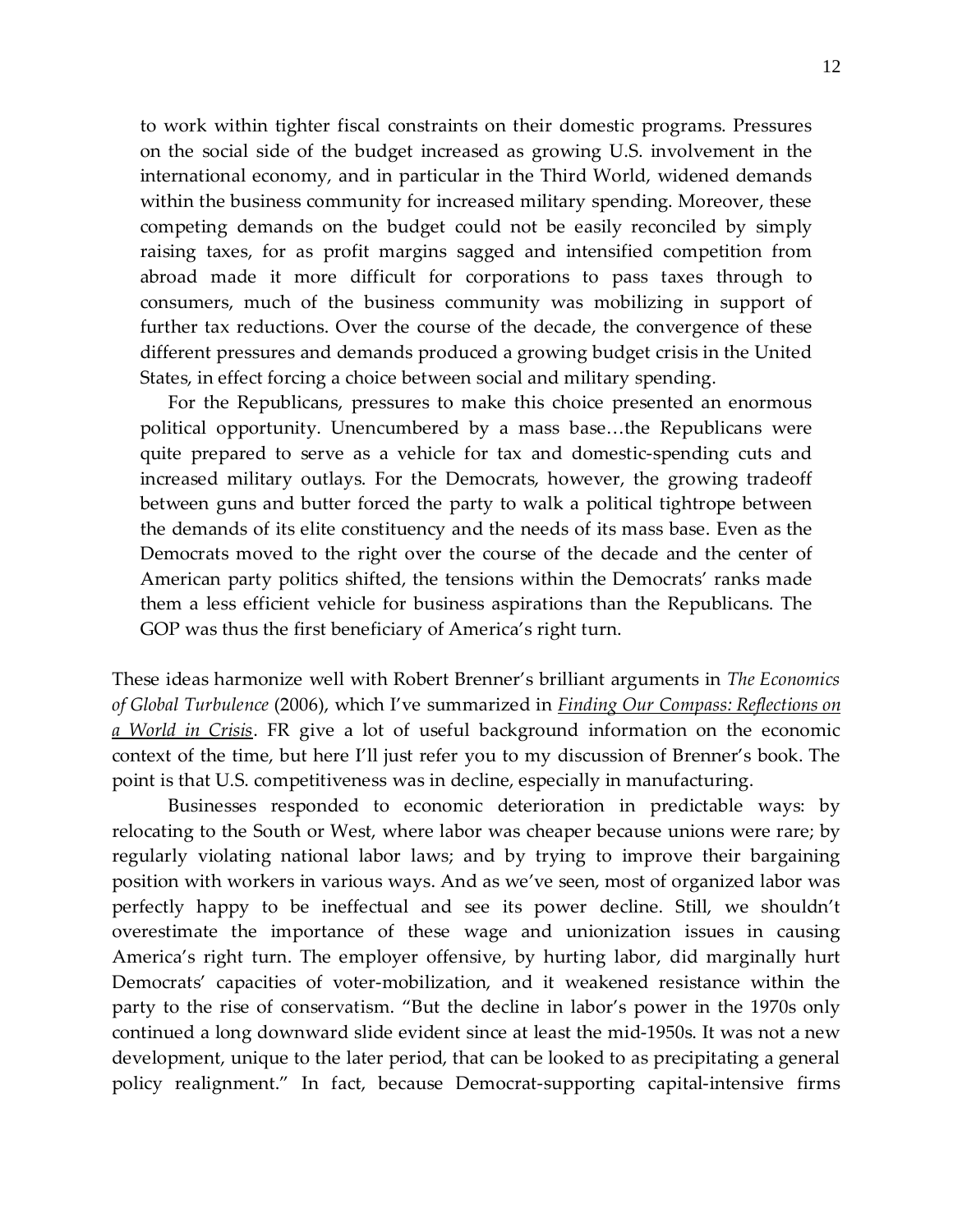> to work within tighter fiscal constraints on their domestic programs. Pressures on the social side of the budget increased as growing U.S. involvement in the international economy, and in particular in the Third World, widened demands within the business community for increased military spending. Moreover, these competing demands on the budget could not be easily reconciled by simply raising taxes, for as profit margins sagged and intensified competition from abroad made it more difficult for corporations to pass taxes through to consumers, much of the business community was mobilizing in support of further tax reductions. Over the course of the decade, the convergence of these different pressures and demands produced a growing budget crisis in the United States, in effect forcing a choice between social and military spending.
>
> For the Republicans, pressures to make this choice presented an enormous political opportunity. Unencumbered by a mass base…the Republicans were quite prepared to serve as a vehicle for tax and domestic-spending cuts and increased military outlays. For the Democrats, however, the growing tradeoff between guns and butter forced the party to walk a political tightrope between the demands of its elite constituency and the needs of its mass base. Even as the Democrats moved to the right over the course of the decade and the center of American party politics shifted, the tensions within the Democrats' ranks made them a less efficient vehicle for business aspirations than the Republicans. The GOP was thus the first beneficiary of America's right turn.

These ideas harmonize well with Robert Brenner's brilliant arguments in *The Economics of Global Turbulence* (2006), which I've summarized in *Finding Our Compass: Reflections on a World in Crisis*. FR give a lot of useful background information on the economic context of the time, but here I'll just refer you to my discussion of Brenner's book. The point is that U.S. competitiveness was in decline, especially in manufacturing.

Businesses responded to economic deterioration in predictable ways: by relocating to the South or West, where labor was cheaper because unions were rare; by regularly violating national labor laws; and by trying to improve their bargaining position with workers in various ways. And as we've seen, most of organized labor was perfectly happy to be ineffectual and see its power decline. Still, we shouldn't overestimate the importance of these wage and unionization issues in causing America's right turn. The employer offensive, by hurting labor, did marginally hurt Democrats' capacities of voter-mobilization, and it weakened resistance within the party to the rise of conservatism. "But the decline in labor's power in the 1970s only continued a long downward slide evident since at least the mid-1950s. It was not a new development, unique to the later period, that can be looked to as precipitating a general policy realignment." In fact, because Democrat-supporting capital-intensive firms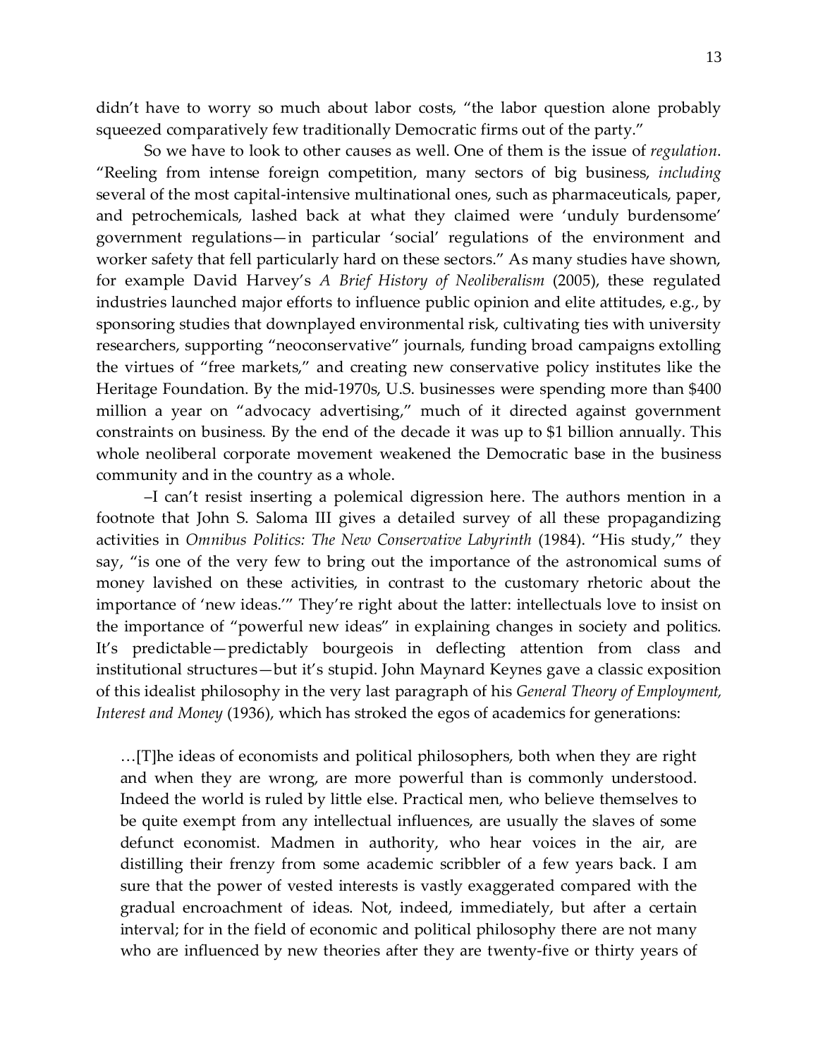didn't have to worry so much about labor costs, "the labor question alone probably squeezed comparatively few traditionally Democratic firms out of the party."

So we have to look to other causes as well. One of them is the issue of *regulation*. "Reeling from intense foreign competition, many sectors of big business, *including* several of the most capital-intensive multinational ones, such as pharmaceuticals, paper, and petrochemicals, lashed back at what they claimed were 'unduly burdensome' government regulations—in particular 'social' regulations of the environment and worker safety that fell particularly hard on these sectors." As many studies have shown, for example David Harvey's *A Brief History of Neoliberalism* (2005), these regulated industries launched major efforts to influence public opinion and elite attitudes, e.g., by sponsoring studies that downplayed environmental risk, cultivating ties with university researchers, supporting "neoconservative" journals, funding broad campaigns extolling the virtues of "free markets," and creating new conservative policy institutes like the Heritage Foundation. By the mid-1970s, U.S. businesses were spending more than $400 million a year on "advocacy advertising," much of it directed against government constraints on business. By the end of the decade it was up to $1 billion annually. This whole neoliberal corporate movement weakened the Democratic base in the business community and in the country as a whole.

–I can't resist inserting a polemical digression here. The authors mention in a footnote that John S. Saloma III gives a detailed survey of all these propagandizing activities in *Omnibus Politics: The New Conservative Labyrinth* (1984). "His study," they say, "is one of the very few to bring out the importance of the astronomical sums of money lavished on these activities, in contrast to the customary rhetoric about the importance of 'new ideas.'" They're right about the latter: intellectuals love to insist on the importance of "powerful new ideas" in explaining changes in society and politics. It's predictable—predictably bourgeois in deflecting attention from class and institutional structures—but it's stupid. John Maynard Keynes gave a classic exposition of this idealist philosophy in the very last paragraph of his *General Theory of Employment, Interest and Money* (1936), which has stroked the egos of academics for generations:

> …[T]he ideas of economists and political philosophers, both when they are right and when they are wrong, are more powerful than is commonly understood. Indeed the world is ruled by little else. Practical men, who believe themselves to be quite exempt from any intellectual influences, are usually the slaves of some defunct economist. Madmen in authority, who hear voices in the air, are distilling their frenzy from some academic scribbler of a few years back. I am sure that the power of vested interests is vastly exaggerated compared with the gradual encroachment of ideas. Not, indeed, immediately, but after a certain interval; for in the field of economic and political philosophy there are not many who are influenced by new theories after they are twenty-five or thirty years of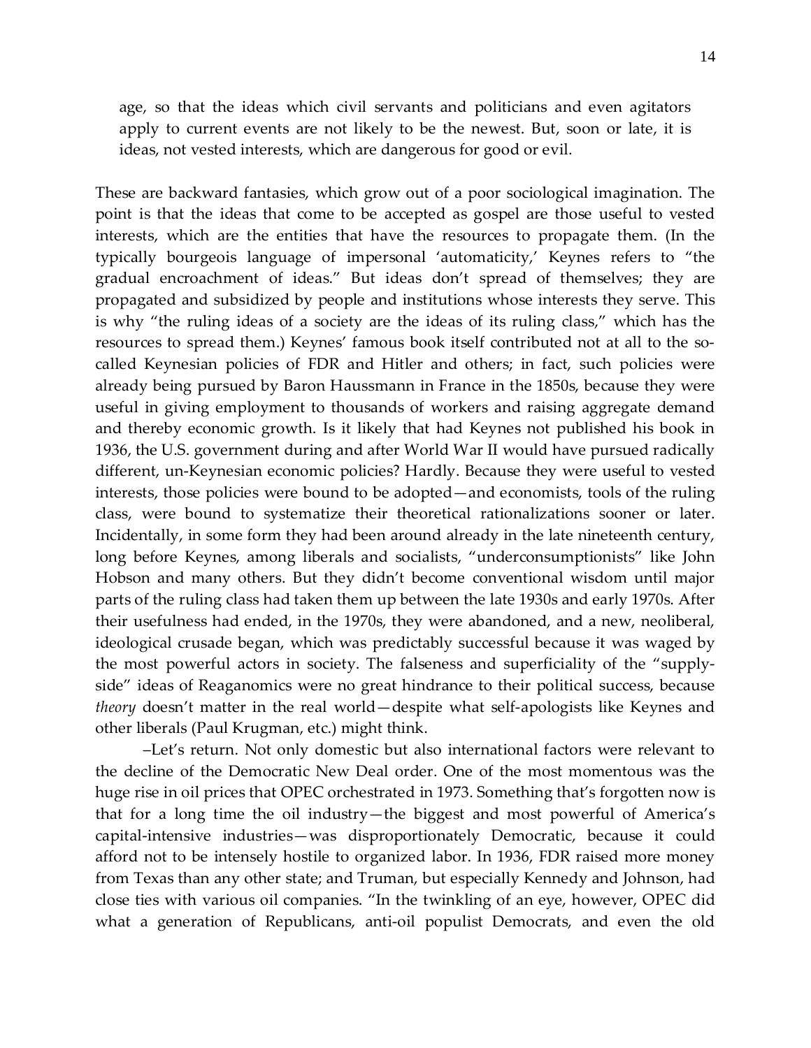> age, so that the ideas which civil servants and politicians and even agitators apply to current events are not likely to be the newest. But, soon or late, it is ideas, not vested interests, which are dangerous for good or evil.

These are backward fantasies, which grow out of a poor sociological imagination. The point is that the ideas that come to be accepted as gospel are those useful to vested interests, which are the entities that have the resources to propagate them. (In the typically bourgeois language of impersonal 'automaticity,' Keynes refers to "the gradual encroachment of ideas." But ideas don't spread of themselves; they are propagated and subsidized by people and institutions whose interests they serve. This is why "the ruling ideas of a society are the ideas of its ruling class," which has the resources to spread them.) Keynes' famous book itself contributed not at all to the so-called Keynesian policies of FDR and Hitler and others; in fact, such policies were already being pursued by Baron Haussmann in France in the 1850s, because they were useful in giving employment to thousands of workers and raising aggregate demand and thereby economic growth. Is it likely that had Keynes not published his book in 1936, the U.S. government during and after World War II would have pursued radically different, un-Keynesian economic policies? Hardly. Because they were useful to vested interests, those policies were bound to be adopted—and economists, tools of the ruling class, were bound to systematize their theoretical rationalizations sooner or later. Incidentally, in some form they had been around already in the late nineteenth century, long before Keynes, among liberals and socialists, "underconsumptionists" like John Hobson and many others. But they didn't become conventional wisdom until major parts of the ruling class had taken them up between the late 1930s and early 1970s. After their usefulness had ended, in the 1970s, they were abandoned, and a new, neoliberal, ideological crusade began, which was predictably successful because it was waged by the most powerful actors in society. The falseness and superficiality of the "supply-side" ideas of Reaganomics were no great hindrance to their political success, because *theory* doesn't matter in the real world—despite what self-apologists like Keynes and other liberals (Paul Krugman, etc.) might think.

–Let's return. Not only domestic but also international factors were relevant to the decline of the Democratic New Deal order. One of the most momentous was the huge rise in oil prices that OPEC orchestrated in 1973. Something that's forgotten now is that for a long time the oil industry—the biggest and most powerful of America's capital-intensive industries—was disproportionately Democratic, because it could afford not to be intensely hostile to organized labor. In 1936, FDR raised more money from Texas than any other state; and Truman, but especially Kennedy and Johnson, had close ties with various oil companies. "In the twinkling of an eye, however, OPEC did what a generation of Republicans, anti-oil populist Democrats, and even the old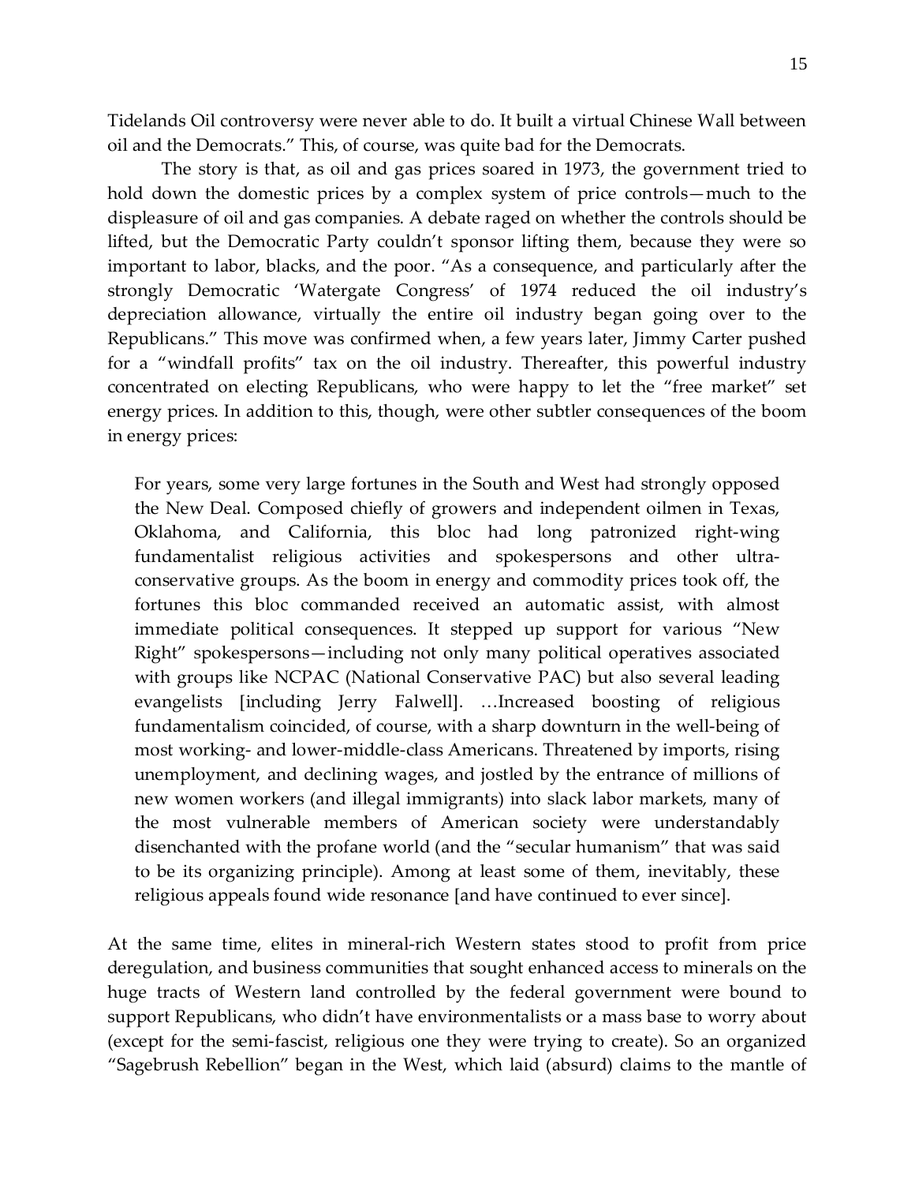Tidelands Oil controversy were never able to do. It built a virtual Chinese Wall between oil and the Democrats." This, of course, was quite bad for the Democrats.

The story is that, as oil and gas prices soared in 1973, the government tried to hold down the domestic prices by a complex system of price controls—much to the displeasure of oil and gas companies. A debate raged on whether the controls should be lifted, but the Democratic Party couldn't sponsor lifting them, because they were so important to labor, blacks, and the poor. "As a consequence, and particularly after the strongly Democratic 'Watergate Congress' of 1974 reduced the oil industry's depreciation allowance, virtually the entire oil industry began going over to the Republicans." This move was confirmed when, a few years later, Jimmy Carter pushed for a "windfall profits" tax on the oil industry. Thereafter, this powerful industry concentrated on electing Republicans, who were happy to let the "free market" set energy prices. In addition to this, though, were other subtler consequences of the boom in energy prices:

> For years, some very large fortunes in the South and West had strongly opposed the New Deal. Composed chiefly of growers and independent oilmen in Texas, Oklahoma, and California, this bloc had long patronized right-wing fundamentalist religious activities and spokespersons and other ultra-conservative groups. As the boom in energy and commodity prices took off, the fortunes this bloc commanded received an automatic assist, with almost immediate political consequences. It stepped up support for various "New Right" spokespersons—including not only many political operatives associated with groups like NCPAC (National Conservative PAC) but also several leading evangelists [including Jerry Falwell]. …Increased boosting of religious fundamentalism coincided, of course, with a sharp downturn in the well-being of most working- and lower-middle-class Americans. Threatened by imports, rising unemployment, and declining wages, and jostled by the entrance of millions of new women workers (and illegal immigrants) into slack labor markets, many of the most vulnerable members of American society were understandably disenchanted with the profane world (and the "secular humanism" that was said to be its organizing principle). Among at least some of them, inevitably, these religious appeals found wide resonance [and have continued to ever since].

At the same time, elites in mineral-rich Western states stood to profit from price deregulation, and business communities that sought enhanced access to minerals on the huge tracts of Western land controlled by the federal government were bound to support Republicans, who didn't have environmentalists or a mass base to worry about (except for the semi-fascist, religious one they were trying to create). So an organized "Sagebrush Rebellion" began in the West, which laid (absurd) claims to the mantle of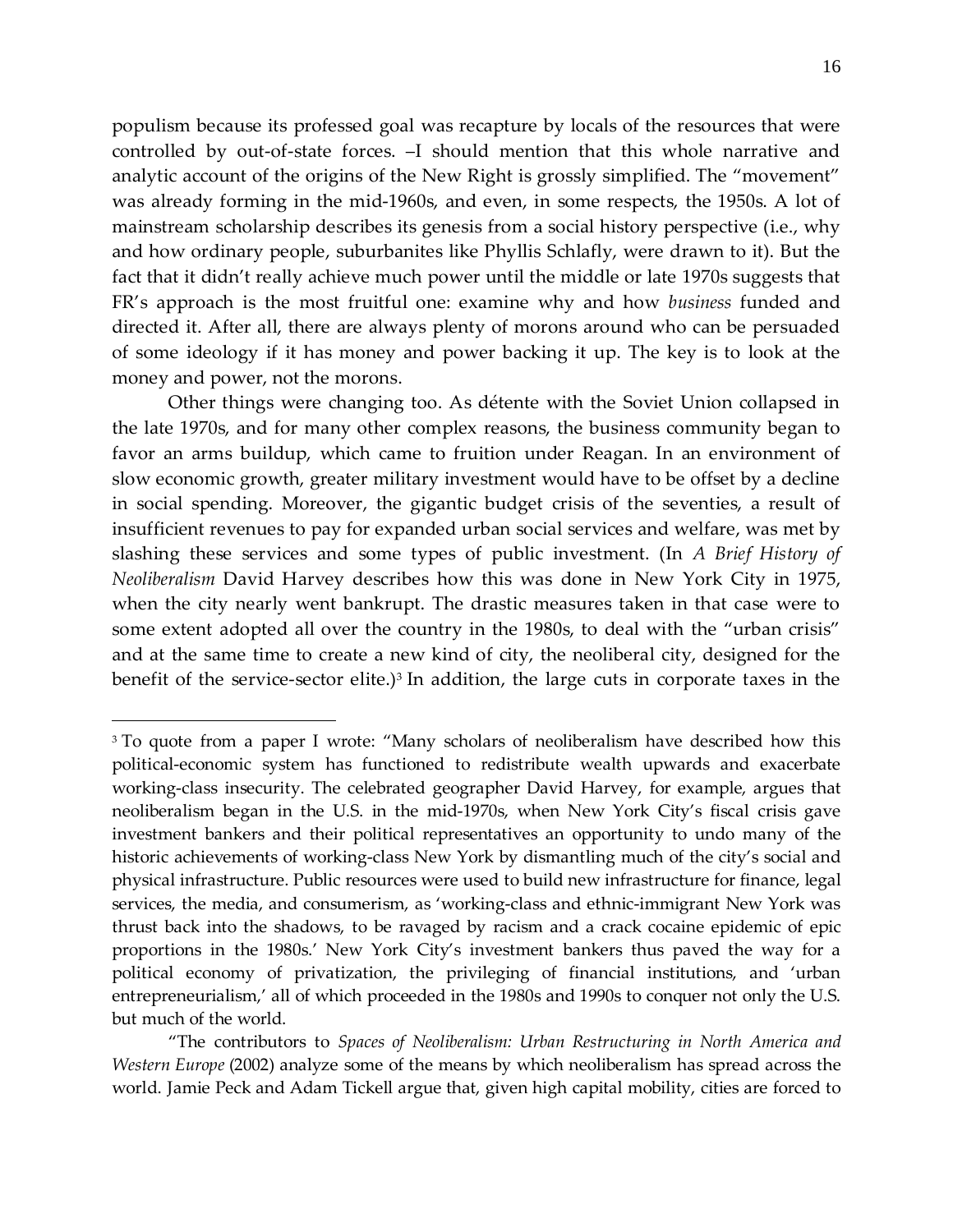populism because its professed goal was recapture by locals of the resources that were controlled by out-of-state forces. –I should mention that this whole narrative and analytic account of the origins of the New Right is grossly simplified. The "movement" was already forming in the mid-1960s, and even, in some respects, the 1950s. A lot of mainstream scholarship describes its genesis from a social history perspective (i.e., why and how ordinary people, suburbanites like Phyllis Schlafly, were drawn to it). But the fact that it didn't really achieve much power until the middle or late 1970s suggests that FR's approach is the most fruitful one: examine why and how *business* funded and directed it. After all, there are always plenty of morons around who can be persuaded of some ideology if it has money and power backing it up. The key is to look at the money and power, not the morons.

Other things were changing too. As détente with the Soviet Union collapsed in the late 1970s, and for many other complex reasons, the business community began to favor an arms buildup, which came to fruition under Reagan. In an environment of slow economic growth, greater military investment would have to be offset by a decline in social spending. Moreover, the gigantic budget crisis of the seventies, a result of insufficient revenues to pay for expanded urban social services and welfare, was met by slashing these services and some types of public investment. (In *A Brief History of Neoliberalism* David Harvey describes how this was done in New York City in 1975, when the city nearly went bankrupt. The drastic measures taken in that case were to some extent adopted all over the country in the 1980s, to deal with the "urban crisis" and at the same time to create a new kind of city, the neoliberal city, designed for the benefit of the service-sector elite.)[3] In addition, the large cuts in corporate taxes in the

---

[3] To quote from a paper I wrote: "Many scholars of neoliberalism have described how this political-economic system has functioned to redistribute wealth upwards and exacerbate working-class insecurity. The celebrated geographer David Harvey, for example, argues that neoliberalism began in the U.S. in the mid-1970s, when New York City's fiscal crisis gave investment bankers and their political representatives an opportunity to undo many of the historic achievements of working-class New York by dismantling much of the city's social and physical infrastructure. Public resources were used to build new infrastructure for finance, legal services, the media, and consumerism, as 'working-class and ethnic-immigrant New York was thrust back into the shadows, to be ravaged by racism and a crack cocaine epidemic of epic proportions in the 1980s.' New York City's investment bankers thus paved the way for a political economy of privatization, the privileging of financial institutions, and 'urban entrepreneurialism,' all of which proceeded in the 1980s and 1990s to conquer not only the U.S. but much of the world.

"The contributors to *Spaces of Neoliberalism: Urban Restructuring in North America and Western Europe* (2002) analyze some of the means by which neoliberalism has spread across the world. Jamie Peck and Adam Tickell argue that, given high capital mobility, cities are forced to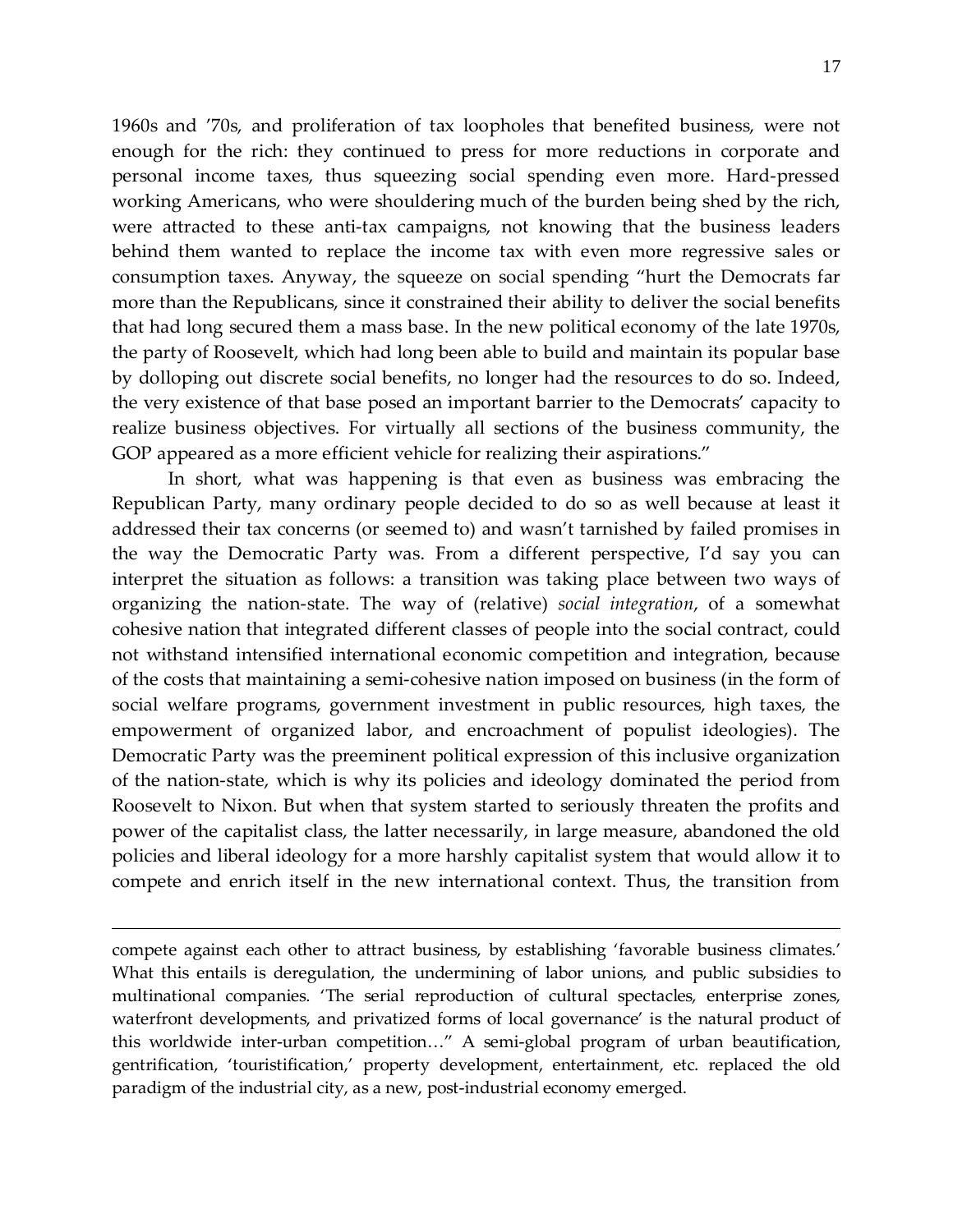1960s and '70s, and proliferation of tax loopholes that benefited business, were not enough for the rich: they continued to press for more reductions in corporate and personal income taxes, thus squeezing social spending even more. Hard-pressed working Americans, who were shouldering much of the burden being shed by the rich, were attracted to these anti-tax campaigns, not knowing that the business leaders behind them wanted to replace the income tax with even more regressive sales or consumption taxes. Anyway, the squeeze on social spending "hurt the Democrats far more than the Republicans, since it constrained their ability to deliver the social benefits that had long secured them a mass base. In the new political economy of the late 1970s, the party of Roosevelt, which had long been able to build and maintain its popular base by dolloping out discrete social benefits, no longer had the resources to do so. Indeed, the very existence of that base posed an important barrier to the Democrats' capacity to realize business objectives. For virtually all sections of the business community, the GOP appeared as a more efficient vehicle for realizing their aspirations."

In short, what was happening is that even as business was embracing the Republican Party, many ordinary people decided to do so as well because at least it addressed their tax concerns (or seemed to) and wasn't tarnished by failed promises in the way the Democratic Party was. From a different perspective, I'd say you can interpret the situation as follows: a transition was taking place between two ways of organizing the nation-state. The way of (relative) *social integration*, of a somewhat cohesive nation that integrated different classes of people into the social contract, could not withstand intensified international economic competition and integration, because of the costs that maintaining a semi-cohesive nation imposed on business (in the form of social welfare programs, government investment in public resources, high taxes, the empowerment of organized labor, and encroachment of populist ideologies). The Democratic Party was the preeminent political expression of this inclusive organization of the nation-state, which is why its policies and ideology dominated the period from Roosevelt to Nixon. But when that system started to seriously threaten the profits and power of the capitalist class, the latter necessarily, in large measure, abandoned the old policies and liberal ideology for a more harshly capitalist system that would allow it to compete and enrich itself in the new international context. Thus, the transition from

---

compete against each other to attract business, by establishing 'favorable business climates.' What this entails is deregulation, the undermining of labor unions, and public subsidies to multinational companies. 'The serial reproduction of cultural spectacles, enterprise zones, waterfront developments, and privatized forms of local governance' is the natural product of this worldwide inter-urban competition…" A semi-global program of urban beautification, gentrification, 'touristification,' property development, entertainment, etc. replaced the old paradigm of the industrial city, as a new, post-industrial economy emerged.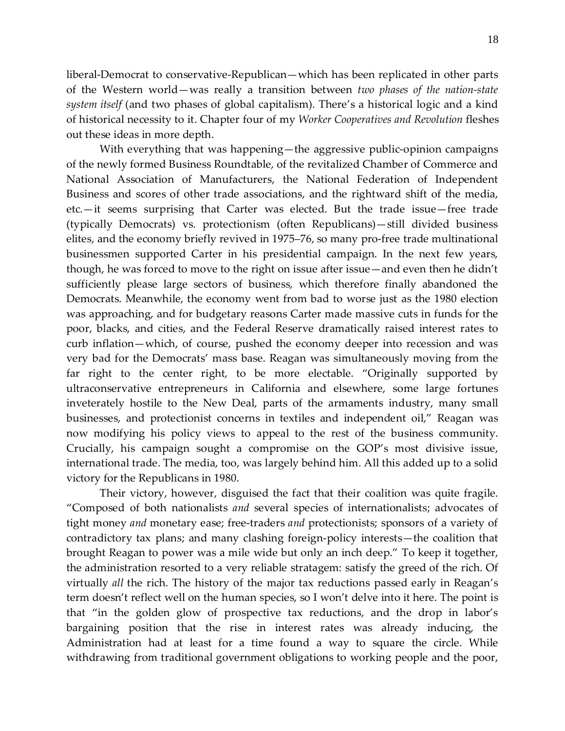liberal-Democrat to conservative-Republican—which has been replicated in other parts of the Western world—was really a transition between *two phases of the nation-state system itself* (and two phases of global capitalism). There's a historical logic and a kind of historical necessity to it. Chapter four of my *Worker Cooperatives and Revolution* fleshes out these ideas in more depth.

With everything that was happening—the aggressive public-opinion campaigns of the newly formed Business Roundtable, of the revitalized Chamber of Commerce and National Association of Manufacturers, the National Federation of Independent Business and scores of other trade associations, and the rightward shift of the media, etc.—it seems surprising that Carter was elected. But the trade issue—free trade (typically Democrats) vs. protectionism (often Republicans)—still divided business elites, and the economy briefly revived in 1975–76, so many pro-free trade multinational businessmen supported Carter in his presidential campaign. In the next few years, though, he was forced to move to the right on issue after issue—and even then he didn't sufficiently please large sectors of business, which therefore finally abandoned the Democrats. Meanwhile, the economy went from bad to worse just as the 1980 election was approaching, and for budgetary reasons Carter made massive cuts in funds for the poor, blacks, and cities, and the Federal Reserve dramatically raised interest rates to curb inflation—which, of course, pushed the economy deeper into recession and was very bad for the Democrats' mass base. Reagan was simultaneously moving from the far right to the center right, to be more electable. "Originally supported by ultraconservative entrepreneurs in California and elsewhere, some large fortunes inveterately hostile to the New Deal, parts of the armaments industry, many small businesses, and protectionist concerns in textiles and independent oil," Reagan was now modifying his policy views to appeal to the rest of the business community. Crucially, his campaign sought a compromise on the GOP's most divisive issue, international trade. The media, too, was largely behind him. All this added up to a solid victory for the Republicans in 1980.

Their victory, however, disguised the fact that their coalition was quite fragile. "Composed of both nationalists *and* several species of internationalists; advocates of tight money *and* monetary ease; free-traders *and* protectionists; sponsors of a variety of contradictory tax plans; and many clashing foreign-policy interests—the coalition that brought Reagan to power was a mile wide but only an inch deep." To keep it together, the administration resorted to a very reliable stratagem: satisfy the greed of the rich. Of virtually *all* the rich. The history of the major tax reductions passed early in Reagan's term doesn't reflect well on the human species, so I won't delve into it here. The point is that "in the golden glow of prospective tax reductions, and the drop in labor's bargaining position that the rise in interest rates was already inducing, the Administration had at least for a time found a way to square the circle. While withdrawing from traditional government obligations to working people and the poor,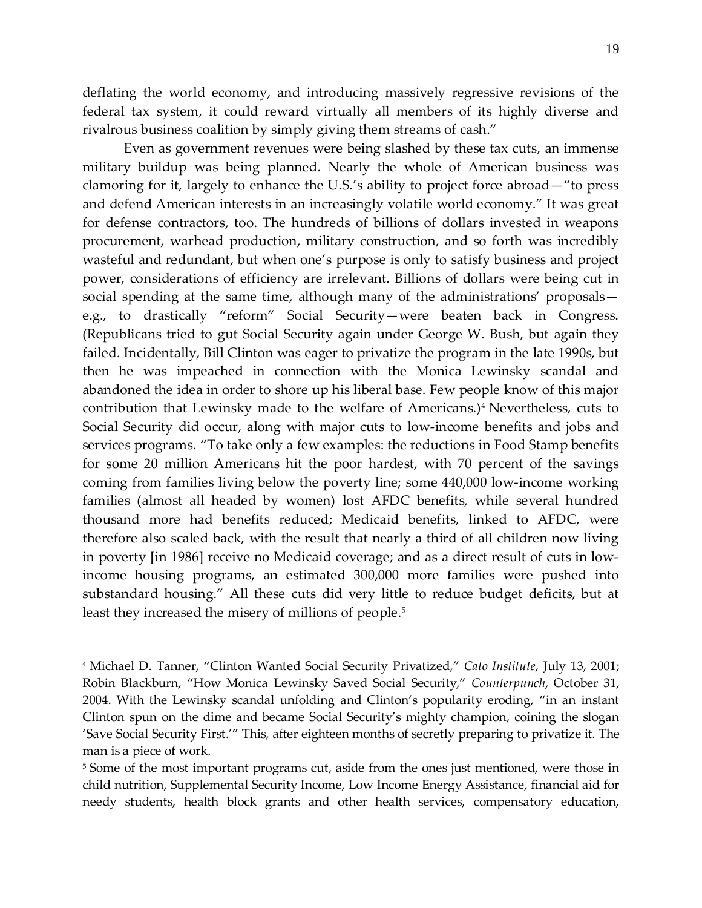deflating the world economy, and introducing massively regressive revisions of the federal tax system, it could reward virtually all members of its highly diverse and rivalrous business coalition by simply giving them streams of cash."

Even as government revenues were being slashed by these tax cuts, an immense military buildup was being planned. Nearly the whole of American business was clamoring for it, largely to enhance the U.S.'s ability to project force abroad—"to press and defend American interests in an increasingly volatile world economy." It was great for defense contractors, too. The hundreds of billions of dollars invested in weapons procurement, warhead production, military construction, and so forth was incredibly wasteful and redundant, but when one's purpose is only to satisfy business and project power, considerations of efficiency are irrelevant. Billions of dollars were being cut in social spending at the same time, although many of the administrations' proposals—e.g., to drastically "reform" Social Security—were beaten back in Congress. (Republicans tried to gut Social Security again under George W. Bush, but again they failed. Incidentally, Bill Clinton was eager to privatize the program in the late 1990s, but then he was impeached in connection with the Monica Lewinsky scandal and abandoned the idea in order to shore up his liberal base. Few people know of this major contribution that Lewinsky made to the welfare of Americans.)[4] Nevertheless, cuts to Social Security did occur, along with major cuts to low-income benefits and jobs and services programs. "To take only a few examples: the reductions in Food Stamp benefits for some 20 million Americans hit the poor hardest, with 70 percent of the savings coming from families living below the poverty line; some 440,000 low-income working families (almost all headed by women) lost AFDC benefits, while several hundred thousand more had benefits reduced; Medicaid benefits, linked to AFDC, were therefore also scaled back, with the result that nearly a third of all children now living in poverty [in 1986] receive no Medicaid coverage; and as a direct result of cuts in low-income housing programs, an estimated 300,000 more families were pushed into substandard housing." All these cuts did very little to reduce budget deficits, but at least they increased the misery of millions of people.[5]

---

[4] Michael D. Tanner, "Clinton Wanted Social Security Privatized," *Cato Institute*, July 13, 2001; Robin Blackburn, "How Monica Lewinsky Saved Social Security," *Counterpunch*, October 31, 2004. With the Lewinsky scandal unfolding and Clinton's popularity eroding, "in an instant Clinton spun on the dime and became Social Security's mighty champion, coining the slogan 'Save Social Security First.'" This, after eighteen months of secretly preparing to privatize it. The man is a piece of work.

[5] Some of the most important programs cut, aside from the ones just mentioned, were those in child nutrition, Supplemental Security Income, Low Income Energy Assistance, financial aid for needy students, health block grants and other health services, compensatory education,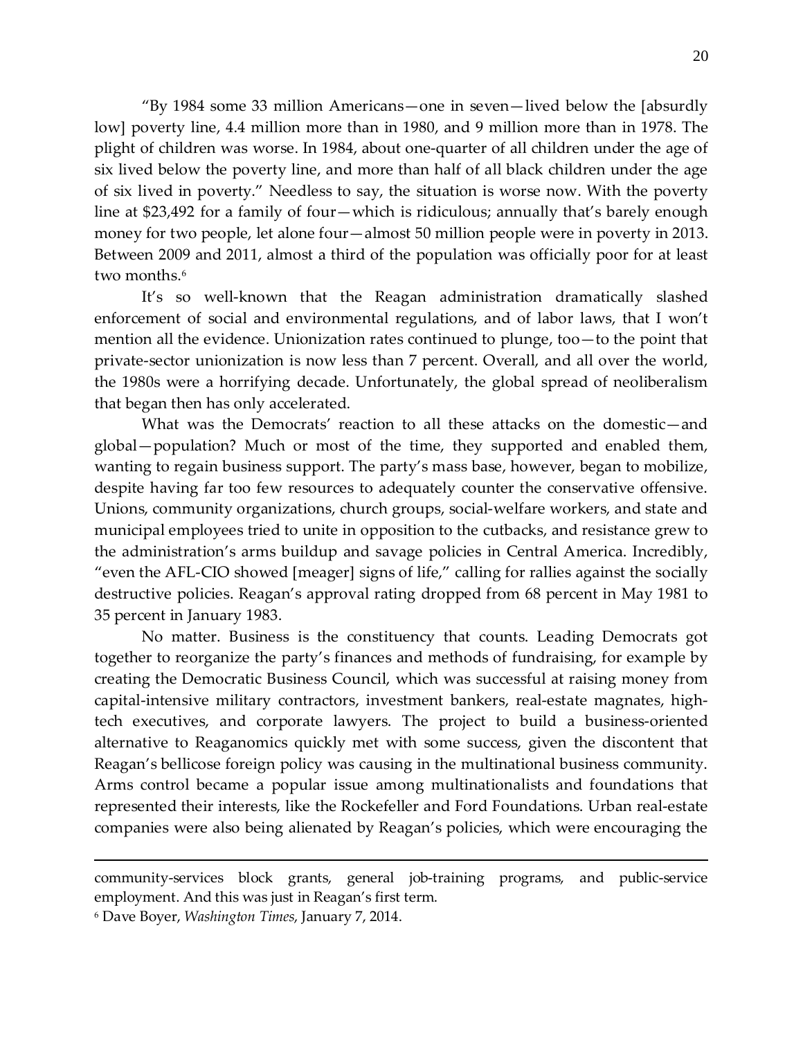"By 1984 some 33 million Americans—one in seven—lived below the [absurdly low] poverty line, 4.4 million more than in 1980, and 9 million more than in 1978. The plight of children was worse. In 1984, about one-quarter of all children under the age of six lived below the poverty line, and more than half of all black children under the age of six lived in poverty." Needless to say, the situation is worse now. With the poverty line at $23,492 for a family of four—which is ridiculous; annually that's barely enough money for two people, let alone four—almost 50 million people were in poverty in 2013. Between 2009 and 2011, almost a third of the population was officially poor for at least two months.[6]

It's so well-known that the Reagan administration dramatically slashed enforcement of social and environmental regulations, and of labor laws, that I won't mention all the evidence. Unionization rates continued to plunge, too—to the point that private-sector unionization is now less than 7 percent. Overall, and all over the world, the 1980s were a horrifying decade. Unfortunately, the global spread of neoliberalism that began then has only accelerated.

What was the Democrats' reaction to all these attacks on the domestic—and global—population? Much or most of the time, they supported and enabled them, wanting to regain business support. The party's mass base, however, began to mobilize, despite having far too few resources to adequately counter the conservative offensive. Unions, community organizations, church groups, social-welfare workers, and state and municipal employees tried to unite in opposition to the cutbacks, and resistance grew to the administration's arms buildup and savage policies in Central America. Incredibly, "even the AFL-CIO showed [meager] signs of life," calling for rallies against the socially destructive policies. Reagan's approval rating dropped from 68 percent in May 1981 to 35 percent in January 1983.

No matter. Business is the constituency that counts. Leading Democrats got together to reorganize the party's finances and methods of fundraising, for example by creating the Democratic Business Council, which was successful at raising money from capital-intensive military contractors, investment bankers, real-estate magnates, high-tech executives, and corporate lawyers. The project to build a business-oriented alternative to Reaganomics quickly met with some success, given the discontent that Reagan's bellicose foreign policy was causing in the multinational business community. Arms control became a popular issue among multinationalists and foundations that represented their interests, like the Rockefeller and Ford Foundations. Urban real-estate companies were also being alienated by Reagan's policies, which were encouraging the

---

community-services block grants, general job-training programs, and public-service employment. And this was just in Reagan's first term.

[6] Dave Boyer, *Washington Times*, January 7, 2014.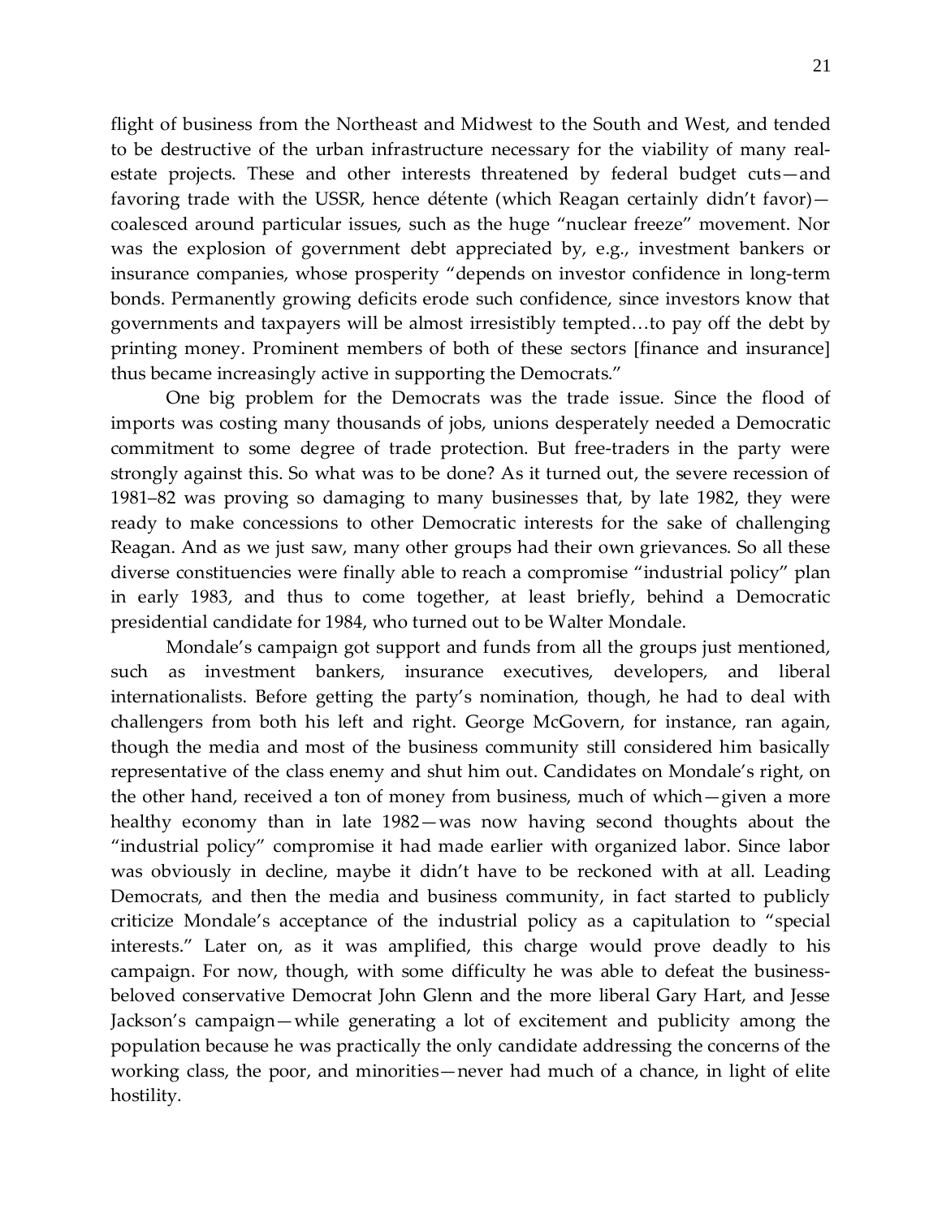flight of business from the Northeast and Midwest to the South and West, and tended to be destructive of the urban infrastructure necessary for the viability of many real-estate projects. These and other interests threatened by federal budget cuts—and favoring trade with the USSR, hence détente (which Reagan certainly didn't favor)—coalesced around particular issues, such as the huge "nuclear freeze" movement. Nor was the explosion of government debt appreciated by, e.g., investment bankers or insurance companies, whose prosperity "depends on investor confidence in long-term bonds. Permanently growing deficits erode such confidence, since investors know that governments and taxpayers will be almost irresistibly tempted…to pay off the debt by printing money. Prominent members of both of these sectors [finance and insurance] thus became increasingly active in supporting the Democrats."

One big problem for the Democrats was the trade issue. Since the flood of imports was costing many thousands of jobs, unions desperately needed a Democratic commitment to some degree of trade protection. But free-traders in the party were strongly against this. So what was to be done? As it turned out, the severe recession of 1981–82 was proving so damaging to many businesses that, by late 1982, they were ready to make concessions to other Democratic interests for the sake of challenging Reagan. And as we just saw, many other groups had their own grievances. So all these diverse constituencies were finally able to reach a compromise "industrial policy" plan in early 1983, and thus to come together, at least briefly, behind a Democratic presidential candidate for 1984, who turned out to be Walter Mondale.

Mondale's campaign got support and funds from all the groups just mentioned, such as investment bankers, insurance executives, developers, and liberal internationalists. Before getting the party's nomination, though, he had to deal with challengers from both his left and right. George McGovern, for instance, ran again, though the media and most of the business community still considered him basically representative of the class enemy and shut him out. Candidates on Mondale's right, on the other hand, received a ton of money from business, much of which—given a more healthy economy than in late 1982—was now having second thoughts about the "industrial policy" compromise it had made earlier with organized labor. Since labor was obviously in decline, maybe it didn't have to be reckoned with at all. Leading Democrats, and then the media and business community, in fact started to publicly criticize Mondale's acceptance of the industrial policy as a capitulation to "special interests." Later on, as it was amplified, this charge would prove deadly to his campaign. For now, though, with some difficulty he was able to defeat the business-beloved conservative Democrat John Glenn and the more liberal Gary Hart, and Jesse Jackson's campaign—while generating a lot of excitement and publicity among the population because he was practically the only candidate addressing the concerns of the working class, the poor, and minorities—never had much of a chance, in light of elite hostility.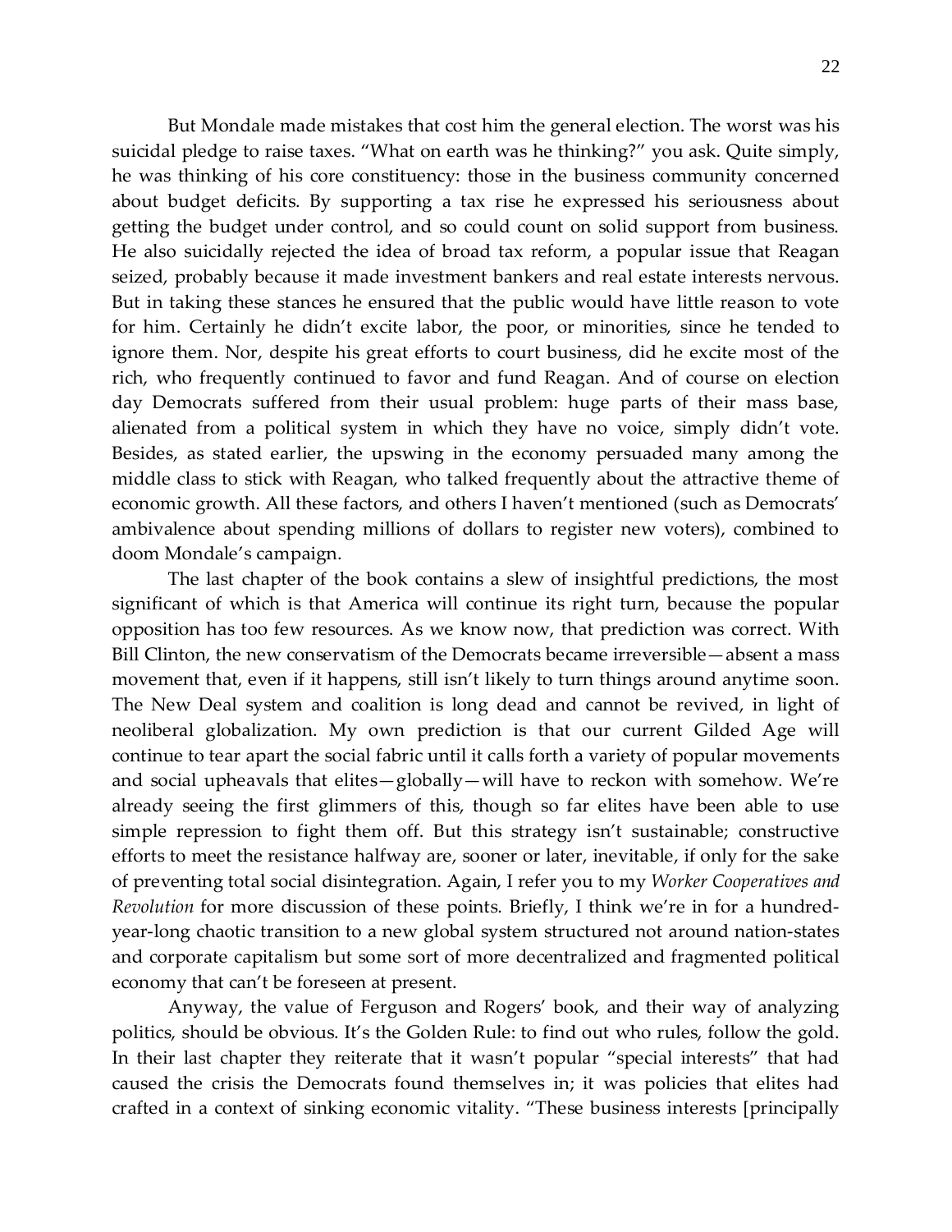But Mondale made mistakes that cost him the general election. The worst was his suicidal pledge to raise taxes. "What on earth was he thinking?" you ask. Quite simply, he was thinking of his core constituency: those in the business community concerned about budget deficits. By supporting a tax rise he expressed his seriousness about getting the budget under control, and so could count on solid support from business. He also suicidally rejected the idea of broad tax reform, a popular issue that Reagan seized, probably because it made investment bankers and real estate interests nervous. But in taking these stances he ensured that the public would have little reason to vote for him. Certainly he didn't excite labor, the poor, or minorities, since he tended to ignore them. Nor, despite his great efforts to court business, did he excite most of the rich, who frequently continued to favor and fund Reagan. And of course on election day Democrats suffered from their usual problem: huge parts of their mass base, alienated from a political system in which they have no voice, simply didn't vote. Besides, as stated earlier, the upswing in the economy persuaded many among the middle class to stick with Reagan, who talked frequently about the attractive theme of economic growth. All these factors, and others I haven't mentioned (such as Democrats' ambivalence about spending millions of dollars to register new voters), combined to doom Mondale's campaign.

The last chapter of the book contains a slew of insightful predictions, the most significant of which is that America will continue its right turn, because the popular opposition has too few resources. As we know now, that prediction was correct. With Bill Clinton, the new conservatism of the Democrats became irreversible—absent a mass movement that, even if it happens, still isn't likely to turn things around anytime soon. The New Deal system and coalition is long dead and cannot be revived, in light of neoliberal globalization. My own prediction is that our current Gilded Age will continue to tear apart the social fabric until it calls forth a variety of popular movements and social upheavals that elites—globally—will have to reckon with somehow. We're already seeing the first glimmers of this, though so far elites have been able to use simple repression to fight them off. But this strategy isn't sustainable; constructive efforts to meet the resistance halfway are, sooner or later, inevitable, if only for the sake of preventing total social disintegration. Again, I refer you to my *Worker Cooperatives and Revolution* for more discussion of these points. Briefly, I think we're in for a hundred-year-long chaotic transition to a new global system structured not around nation-states and corporate capitalism but some sort of more decentralized and fragmented political economy that can't be foreseen at present.

Anyway, the value of Ferguson and Rogers' book, and their way of analyzing politics, should be obvious. It's the Golden Rule: to find out who rules, follow the gold. In their last chapter they reiterate that it wasn't popular "special interests" that had caused the crisis the Democrats found themselves in; it was policies that elites had crafted in a context of sinking economic vitality. "These business interests [principally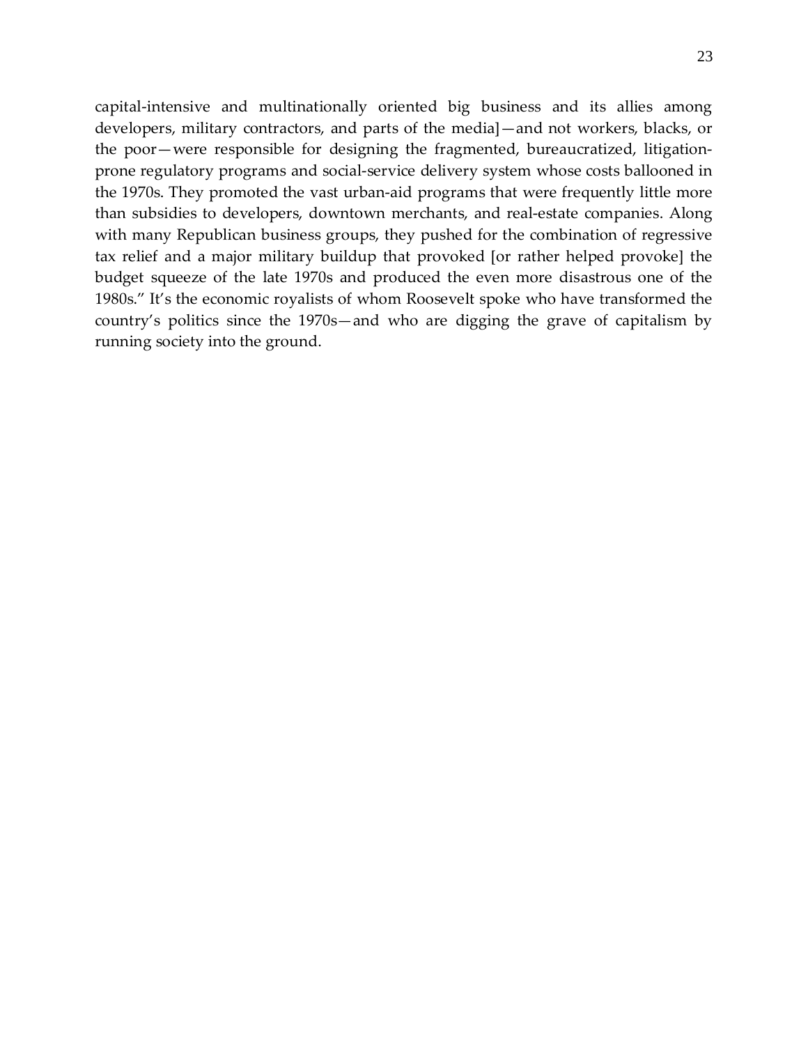capital-intensive and multinationally oriented big business and its allies among developers, military contractors, and parts of the media]—and not workers, blacks, or the poor—were responsible for designing the fragmented, bureaucratized, litigation-prone regulatory programs and social-service delivery system whose costs ballooned in the 1970s. They promoted the vast urban-aid programs that were frequently little more than subsidies to developers, downtown merchants, and real-estate companies. Along with many Republican business groups, they pushed for the combination of regressive tax relief and a major military buildup that provoked [or rather helped provoke] the budget squeeze of the late 1970s and produced the even more disastrous one of the 1980s." It's the economic royalists of whom Roosevelt spoke who have transformed the country's politics since the 1970s—and who are digging the grave of capitalism by running society into the ground.